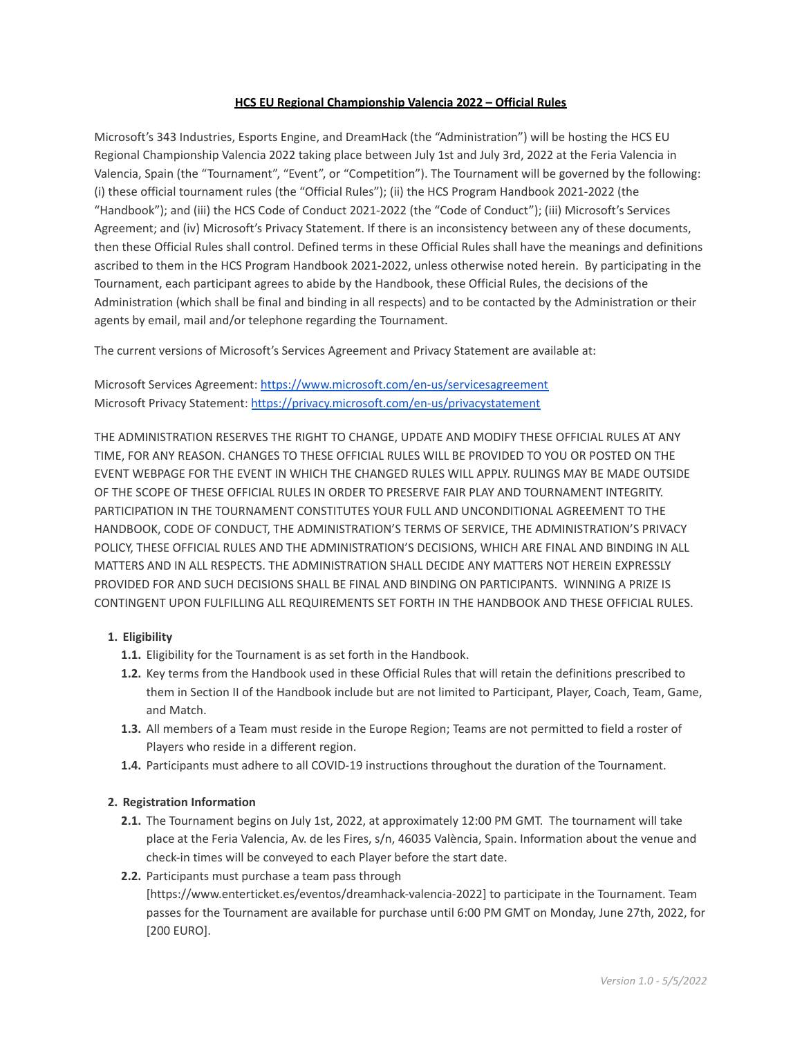# HCS EU Regional Championship Valencia 2022 – Official Rules

Microsoft's 343 Industries, Esports Engine, and DreamHack (the "Administration") will be hosting the HCS EU Regional Championship Valencia 2022 taking place between July 1st and July 3rd, 2022 at the Feria Valencia in Valencia, Spain (the "Tournament", "Event", or "Competition"). The Tournament will be governed by the following: (i) these official tournament rules (the "Official Rules"); (ii) the HCS Program Handbook 2021-2022 (the "Handbook"); and (iii) the HCS Code of Conduct 2021-2022 (the "Code of Conduct"); (iii) Microsoft's Services Agreement; and (iv) Microsoft's Privacy Statement. If there is an inconsistency between any of these documents, then these Official Rules shall control. Defined terms in these Official Rules shall have the meanings and definitions ascribed to them in the HCS Program Handbook 2021-2022, unless otherwise noted herein. By participating in the Tournament, each participant agrees to abide by the Handbook, these Official Rules, the decisions of the Administration (which shall be final and binding in all respects) and to be contacted by the Administration or their agents by email, mail and/or telephone regarding the Tournament.

The current versions of Microsoft's Services Agreement and Privacy Statement are available at:

Microsoft Services Agreement: https://www.microsoft.com/en-us/servicesagreement
Microsoft Privacy Statement: https://privacy.microsoft.com/en-us/privacystatement

THE ADMINISTRATION RESERVES THE RIGHT TO CHANGE, UPDATE AND MODIFY THESE OFFICIAL RULES AT ANY TIME, FOR ANY REASON. CHANGES TO THESE OFFICIAL RULES WILL BE PROVIDED TO YOU OR POSTED ON THE EVENT WEBPAGE FOR THE EVENT IN WHICH THE CHANGED RULES WILL APPLY. RULINGS MAY BE MADE OUTSIDE OF THE SCOPE OF THESE OFFICIAL RULES IN ORDER TO PRESERVE FAIR PLAY AND TOURNAMENT INTEGRITY. PARTICIPATION IN THE TOURNAMENT CONSTITUTES YOUR FULL AND UNCONDITIONAL AGREEMENT TO THE HANDBOOK, CODE OF CONDUCT, THE ADMINISTRATION'S TERMS OF SERVICE, THE ADMINISTRATION'S PRIVACY POLICY, THESE OFFICIAL RULES AND THE ADMINISTRATION'S DECISIONS, WHICH ARE FINAL AND BINDING IN ALL MATTERS AND IN ALL RESPECTS. THE ADMINISTRATION SHALL DECIDE ANY MATTERS NOT HEREIN EXPRESSLY PROVIDED FOR AND SUCH DECISIONS SHALL BE FINAL AND BINDING ON PARTICIPANTS. WINNING A PRIZE IS CONTINGENT UPON FULFILLING ALL REQUIREMENTS SET FORTH IN THE HANDBOOK AND THESE OFFICIAL RULES.

## 1. Eligibility

**1.1.** Eligibility for the Tournament is as set forth in the Handbook.

**1.2.** Key terms from the Handbook used in these Official Rules that will retain the definitions prescribed to them in Section II of the Handbook include but are not limited to Participant, Player, Coach, Team, Game, and Match.

**1.3.** All members of a Team must reside in the Europe Region; Teams are not permitted to field a roster of Players who reside in a different region.

**1.4.** Participants must adhere to all COVID-19 instructions throughout the duration of the Tournament.

## 2. Registration Information

**2.1.** The Tournament begins on July 1st, 2022, at approximately 12:00 PM GMT. The tournament will take place at the Feria Valencia, Av. de les Fires, s/n, 46035 València, Spain. Information about the venue and check-in times will be conveyed to each Player before the start date.

**2.2.** Participants must purchase a team pass through [https://www.enterticket.es/eventos/dreamhack-valencia-2022] to participate in the Tournament. Team passes for the Tournament are available for purchase until 6:00 PM GMT on Monday, June 27th, 2022, for [200 EURO].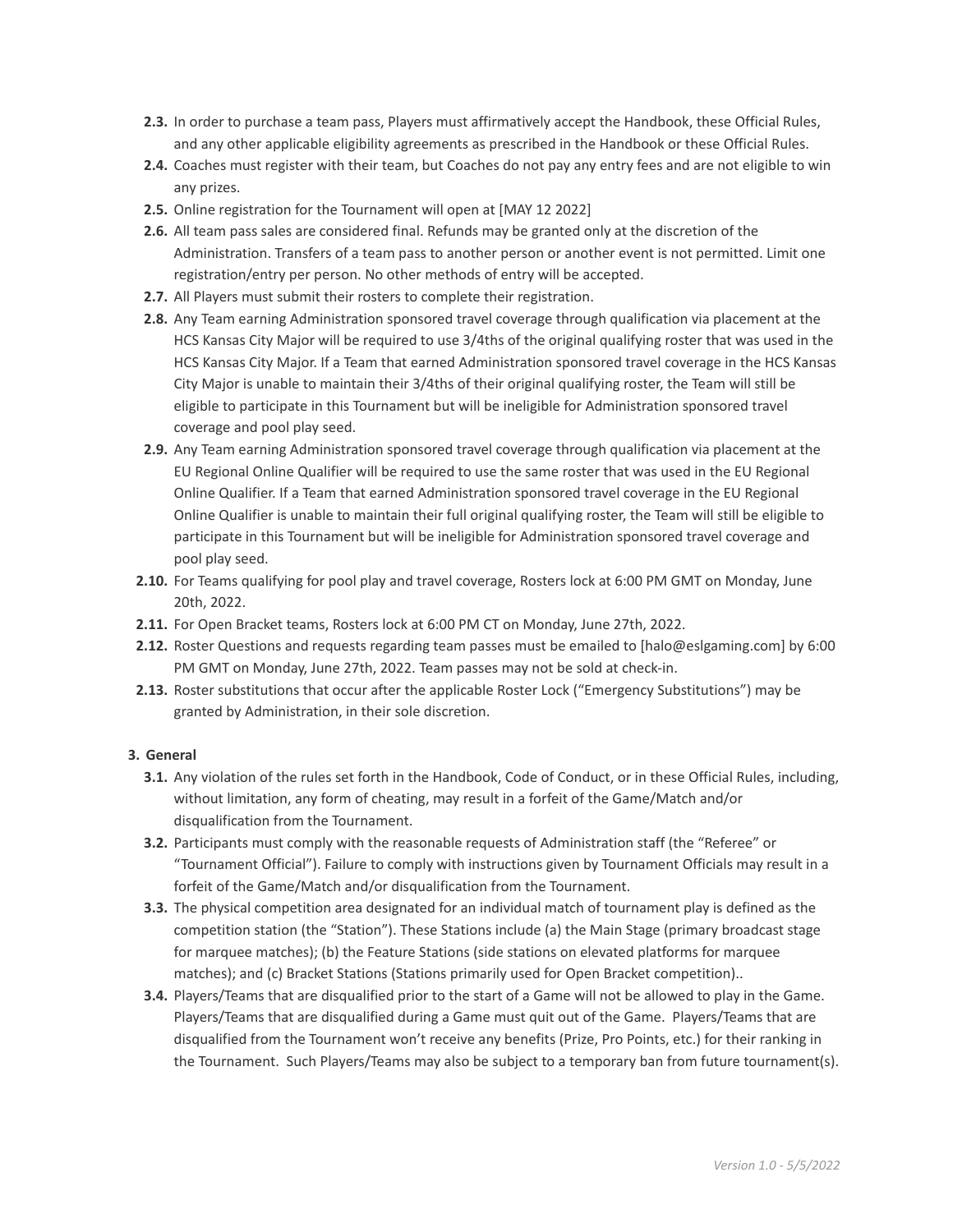- **2.3.** In order to purchase a team pass, Players must affirmatively accept the Handbook, these Official Rules, and any other applicable eligibility agreements as prescribed in the Handbook or these Official Rules.
- **2.4.** Coaches must register with their team, but Coaches do not pay any entry fees and are not eligible to win any prizes.
- **2.5.** Online registration for the Tournament will open at [MAY 12 2022]
- **2.6.** All team pass sales are considered final. Refunds may be granted only at the discretion of the Administration. Transfers of a team pass to another person or another event is not permitted. Limit one registration/entry per person. No other methods of entry will be accepted.
- **2.7.** All Players must submit their rosters to complete their registration.
- **2.8.** Any Team earning Administration sponsored travel coverage through qualification via placement at the HCS Kansas City Major will be required to use 3/4ths of the original qualifying roster that was used in the HCS Kansas City Major. If a Team that earned Administration sponsored travel coverage in the HCS Kansas City Major is unable to maintain their 3/4ths of their original qualifying roster, the Team will still be eligible to participate in this Tournament but will be ineligible for Administration sponsored travel coverage and pool play seed.
- **2.9.** Any Team earning Administration sponsored travel coverage through qualification via placement at the EU Regional Online Qualifier will be required to use the same roster that was used in the EU Regional Online Qualifier. If a Team that earned Administration sponsored travel coverage in the EU Regional Online Qualifier is unable to maintain their full original qualifying roster, the Team will still be eligible to participate in this Tournament but will be ineligible for Administration sponsored travel coverage and pool play seed.
- **2.10.** For Teams qualifying for pool play and travel coverage, Rosters lock at 6:00 PM GMT on Monday, June 20th, 2022.
- **2.11.** For Open Bracket teams, Rosters lock at 6:00 PM CT on Monday, June 27th, 2022.
- **2.12.** Roster Questions and requests regarding team passes must be emailed to [halo@eslgaming.com] by 6:00 PM GMT on Monday, June 27th, 2022. Team passes may not be sold at check-in.
- **2.13.** Roster substitutions that occur after the applicable Roster Lock ("Emergency Substitutions") may be granted by Administration, in their sole discretion.

**3. General**

- **3.1.** Any violation of the rules set forth in the Handbook, Code of Conduct, or in these Official Rules, including, without limitation, any form of cheating, may result in a forfeit of the Game/Match and/or disqualification from the Tournament.
- **3.2.** Participants must comply with the reasonable requests of Administration staff (the "Referee" or "Tournament Official"). Failure to comply with instructions given by Tournament Officials may result in a forfeit of the Game/Match and/or disqualification from the Tournament.
- **3.3.** The physical competition area designated for an individual match of tournament play is defined as the competition station (the "Station"). These Stations include (a) the Main Stage (primary broadcast stage for marquee matches); (b) the Feature Stations (side stations on elevated platforms for marquee matches); and (c) Bracket Stations (Stations primarily used for Open Bracket competition)..
- **3.4.** Players/Teams that are disqualified prior to the start of a Game will not be allowed to play in the Game. Players/Teams that are disqualified during a Game must quit out of the Game. Players/Teams that are disqualified from the Tournament won't receive any benefits (Prize, Pro Points, etc.) for their ranking in the Tournament. Such Players/Teams may also be subject to a temporary ban from future tournament(s).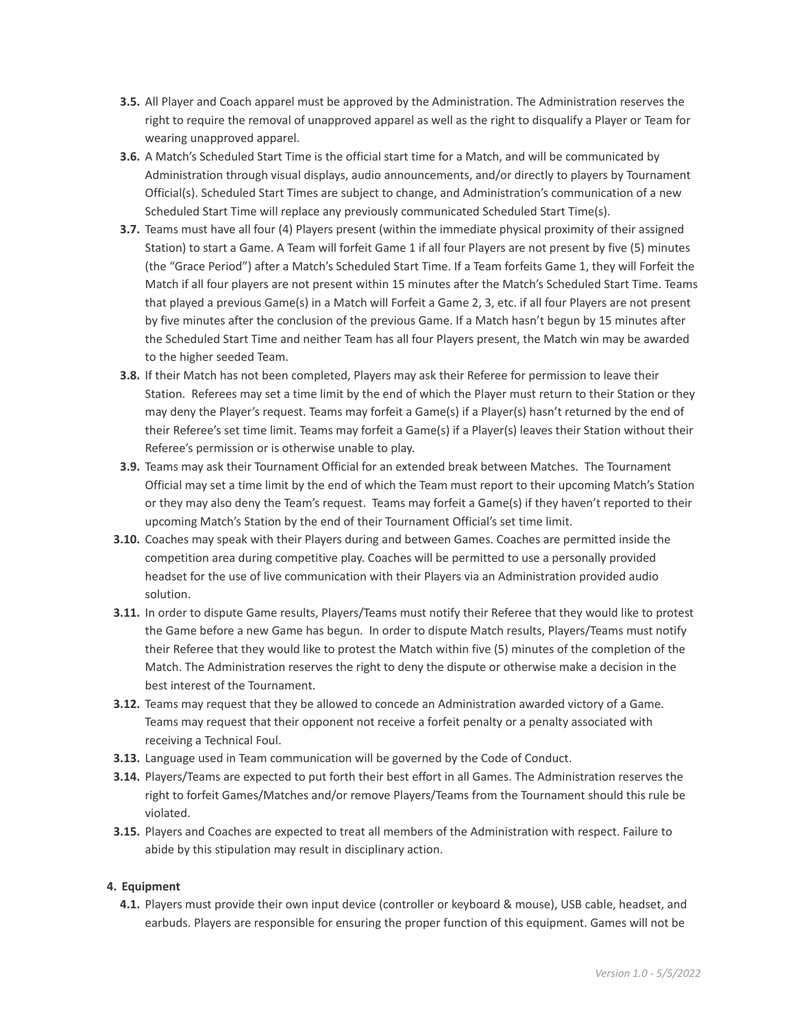- **3.5.** All Player and Coach apparel must be approved by the Administration. The Administration reserves the right to require the removal of unapproved apparel as well as the right to disqualify a Player or Team for wearing unapproved apparel.
- **3.6.** A Match's Scheduled Start Time is the official start time for a Match, and will be communicated by Administration through visual displays, audio announcements, and/or directly to players by Tournament Official(s). Scheduled Start Times are subject to change, and Administration's communication of a new Scheduled Start Time will replace any previously communicated Scheduled Start Time(s).
- **3.7.** Teams must have all four (4) Players present (within the immediate physical proximity of their assigned Station) to start a Game. A Team will forfeit Game 1 if all four Players are not present by five (5) minutes (the "Grace Period") after a Match's Scheduled Start Time. If a Team forfeits Game 1, they will Forfeit the Match if all four players are not present within 15 minutes after the Match's Scheduled Start Time. Teams that played a previous Game(s) in a Match will Forfeit a Game 2, 3, etc. if all four Players are not present by five minutes after the conclusion of the previous Game. If a Match hasn't begun by 15 minutes after the Scheduled Start Time and neither Team has all four Players present, the Match win may be awarded to the higher seeded Team.
- **3.8.** If their Match has not been completed, Players may ask their Referee for permission to leave their Station. Referees may set a time limit by the end of which the Player must return to their Station or they may deny the Player's request. Teams may forfeit a Game(s) if a Player(s) hasn't returned by the end of their Referee's set time limit. Teams may forfeit a Game(s) if a Player(s) leaves their Station without their Referee's permission or is otherwise unable to play.
- **3.9.** Teams may ask their Tournament Official for an extended break between Matches. The Tournament Official may set a time limit by the end of which the Team must report to their upcoming Match's Station or they may also deny the Team's request. Teams may forfeit a Game(s) if they haven't reported to their upcoming Match's Station by the end of their Tournament Official's set time limit.
- **3.10.** Coaches may speak with their Players during and between Games. Coaches are permitted inside the competition area during competitive play. Coaches will be permitted to use a personally provided headset for the use of live communication with their Players via an Administration provided audio solution.
- **3.11.** In order to dispute Game results, Players/Teams must notify their Referee that they would like to protest the Game before a new Game has begun. In order to dispute Match results, Players/Teams must notify their Referee that they would like to protest the Match within five (5) minutes of the completion of the Match. The Administration reserves the right to deny the dispute or otherwise make a decision in the best interest of the Tournament.
- **3.12.** Teams may request that they be allowed to concede an Administration awarded victory of a Game. Teams may request that their opponent not receive a forfeit penalty or a penalty associated with receiving a Technical Foul.
- **3.13.** Language used in Team communication will be governed by the Code of Conduct.
- **3.14.** Players/Teams are expected to put forth their best effort in all Games. The Administration reserves the right to forfeit Games/Matches and/or remove Players/Teams from the Tournament should this rule be violated.
- **3.15.** Players and Coaches are expected to treat all members of the Administration with respect. Failure to abide by this stipulation may result in disciplinary action.

## 4. Equipment

- **4.1.** Players must provide their own input device (controller or keyboard & mouse), USB cable, headset, and earbuds. Players are responsible for ensuring the proper function of this equipment. Games will not be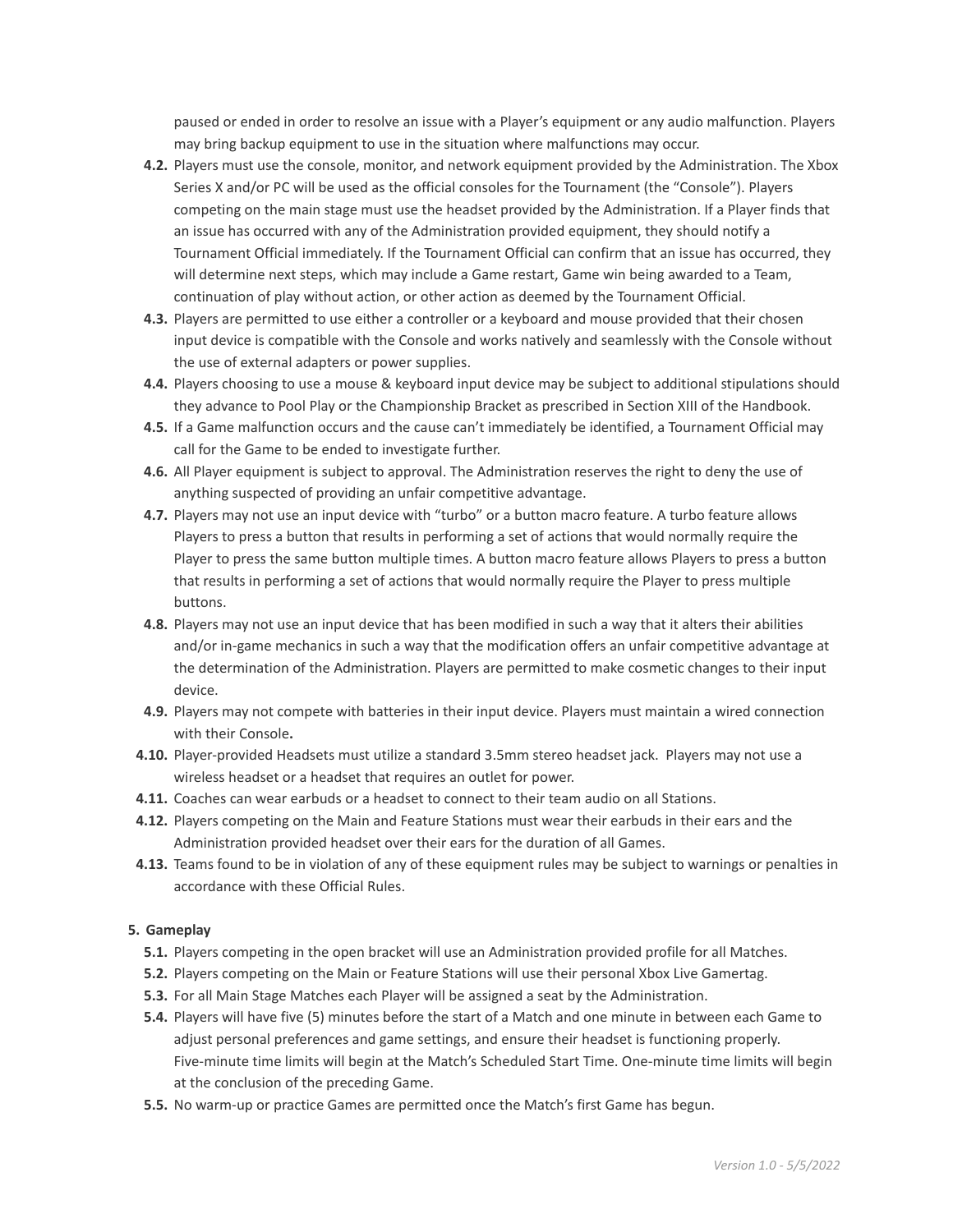paused or ended in order to resolve an issue with a Player's equipment or any audio malfunction. Players may bring backup equipment to use in the situation where malfunctions may occur.

- **4.2.** Players must use the console, monitor, and network equipment provided by the Administration. The Xbox Series X and/or PC will be used as the official consoles for the Tournament (the "Console"). Players competing on the main stage must use the headset provided by the Administration. If a Player finds that an issue has occurred with any of the Administration provided equipment, they should notify a Tournament Official immediately. If the Tournament Official can confirm that an issue has occurred, they will determine next steps, which may include a Game restart, Game win being awarded to a Team, continuation of play without action, or other action as deemed by the Tournament Official.
- **4.3.** Players are permitted to use either a controller or a keyboard and mouse provided that their chosen input device is compatible with the Console and works natively and seamlessly with the Console without the use of external adapters or power supplies.
- **4.4.** Players choosing to use a mouse & keyboard input device may be subject to additional stipulations should they advance to Pool Play or the Championship Bracket as prescribed in Section XIII of the Handbook.
- **4.5.** If a Game malfunction occurs and the cause can't immediately be identified, a Tournament Official may call for the Game to be ended to investigate further.
- **4.6.** All Player equipment is subject to approval. The Administration reserves the right to deny the use of anything suspected of providing an unfair competitive advantage.
- **4.7.** Players may not use an input device with "turbo" or a button macro feature. A turbo feature allows Players to press a button that results in performing a set of actions that would normally require the Player to press the same button multiple times. A button macro feature allows Players to press a button that results in performing a set of actions that would normally require the Player to press multiple buttons.
- **4.8.** Players may not use an input device that has been modified in such a way that it alters their abilities and/or in-game mechanics in such a way that the modification offers an unfair competitive advantage at the determination of the Administration. Players are permitted to make cosmetic changes to their input device.
- **4.9.** Players may not compete with batteries in their input device. Players must maintain a wired connection with their Console**.**
- **4.10.** Player-provided Headsets must utilize a standard 3.5mm stereo headset jack. Players may not use a wireless headset or a headset that requires an outlet for power.
- **4.11.** Coaches can wear earbuds or a headset to connect to their team audio on all Stations.
- **4.12.** Players competing on the Main and Feature Stations must wear their earbuds in their ears and the Administration provided headset over their ears for the duration of all Games.
- **4.13.** Teams found to be in violation of any of these equipment rules may be subject to warnings or penalties in accordance with these Official Rules.

**5. Gameplay**

- **5.1.** Players competing in the open bracket will use an Administration provided profile for all Matches.
- **5.2.** Players competing on the Main or Feature Stations will use their personal Xbox Live Gamertag.
- **5.3.** For all Main Stage Matches each Player will be assigned a seat by the Administration.
- **5.4.** Players will have five (5) minutes before the start of a Match and one minute in between each Game to adjust personal preferences and game settings, and ensure their headset is functioning properly. Five-minute time limits will begin at the Match's Scheduled Start Time. One-minute time limits will begin at the conclusion of the preceding Game.
- **5.5.** No warm-up or practice Games are permitted once the Match's first Game has begun.

*Version 1.0 - 5/5/2022*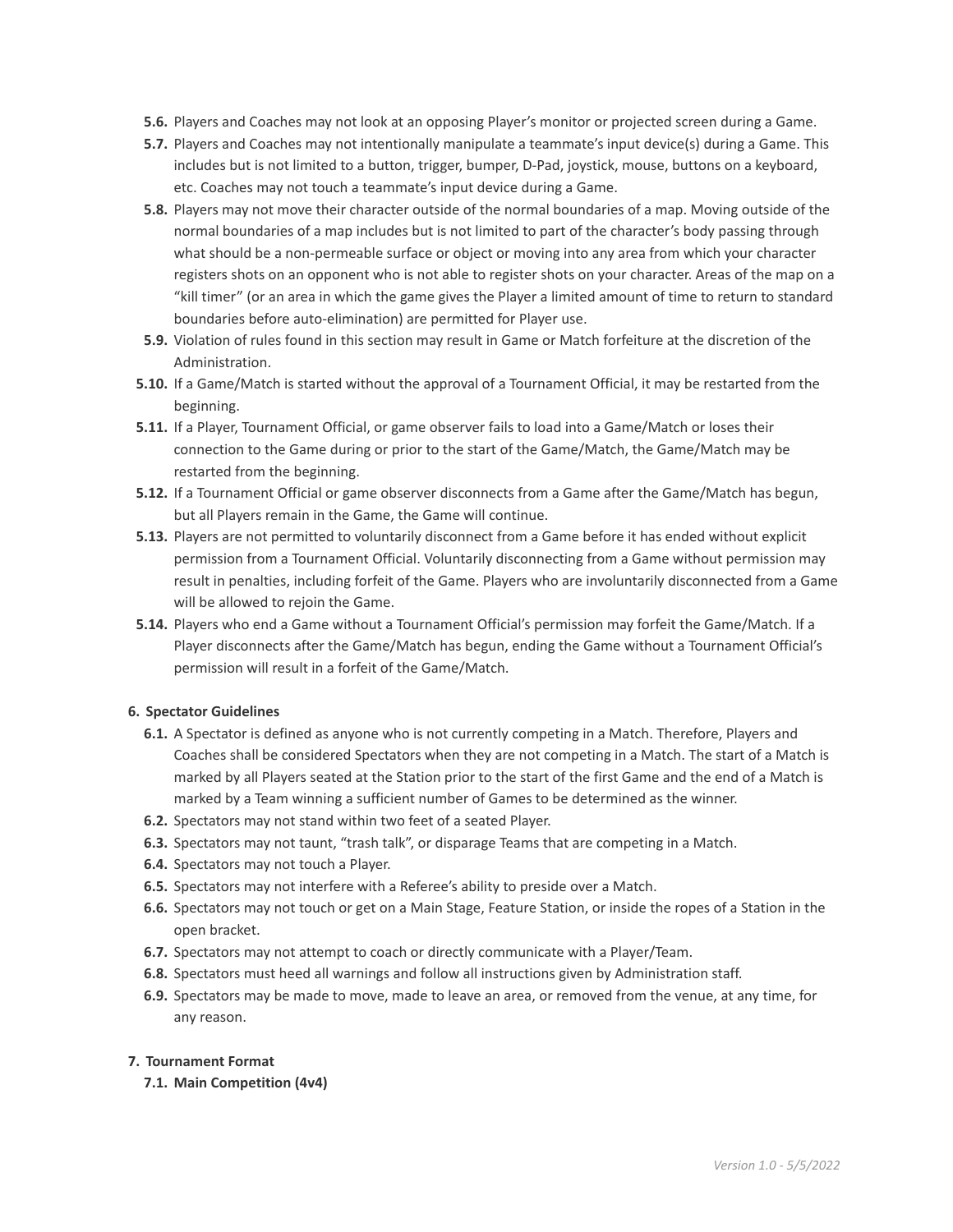- **5.6.** Players and Coaches may not look at an opposing Player's monitor or projected screen during a Game.
- **5.7.** Players and Coaches may not intentionally manipulate a teammate's input device(s) during a Game. This includes but is not limited to a button, trigger, bumper, D-Pad, joystick, mouse, buttons on a keyboard, etc. Coaches may not touch a teammate's input device during a Game.
- **5.8.** Players may not move their character outside of the normal boundaries of a map. Moving outside of the normal boundaries of a map includes but is not limited to part of the character's body passing through what should be a non-permeable surface or object or moving into any area from which your character registers shots on an opponent who is not able to register shots on your character. Areas of the map on a "kill timer" (or an area in which the game gives the Player a limited amount of time to return to standard boundaries before auto-elimination) are permitted for Player use.
- **5.9.** Violation of rules found in this section may result in Game or Match forfeiture at the discretion of the Administration.
- **5.10.** If a Game/Match is started without the approval of a Tournament Official, it may be restarted from the beginning.
- **5.11.** If a Player, Tournament Official, or game observer fails to load into a Game/Match or loses their connection to the Game during or prior to the start of the Game/Match, the Game/Match may be restarted from the beginning.
- **5.12.** If a Tournament Official or game observer disconnects from a Game after the Game/Match has begun, but all Players remain in the Game, the Game will continue.
- **5.13.** Players are not permitted to voluntarily disconnect from a Game before it has ended without explicit permission from a Tournament Official. Voluntarily disconnecting from a Game without permission may result in penalties, including forfeit of the Game. Players who are involuntarily disconnected from a Game will be allowed to rejoin the Game.
- **5.14.** Players who end a Game without a Tournament Official's permission may forfeit the Game/Match. If a Player disconnects after the Game/Match has begun, ending the Game without a Tournament Official's permission will result in a forfeit of the Game/Match.

**6. Spectator Guidelines**

- **6.1.** A Spectator is defined as anyone who is not currently competing in a Match. Therefore, Players and Coaches shall be considered Spectators when they are not competing in a Match. The start of a Match is marked by all Players seated at the Station prior to the start of the first Game and the end of a Match is marked by a Team winning a sufficient number of Games to be determined as the winner.
- **6.2.** Spectators may not stand within two feet of a seated Player.
- **6.3.** Spectators may not taunt, "trash talk", or disparage Teams that are competing in a Match.
- **6.4.** Spectators may not touch a Player.
- **6.5.** Spectators may not interfere with a Referee's ability to preside over a Match.
- **6.6.** Spectators may not touch or get on a Main Stage, Feature Station, or inside the ropes of a Station in the open bracket.
- **6.7.** Spectators may not attempt to coach or directly communicate with a Player/Team.
- **6.8.** Spectators must heed all warnings and follow all instructions given by Administration staff.
- **6.9.** Spectators may be made to move, made to leave an area, or removed from the venue, at any time, for any reason.

**7. Tournament Format**

- **7.1. Main Competition (4v4)**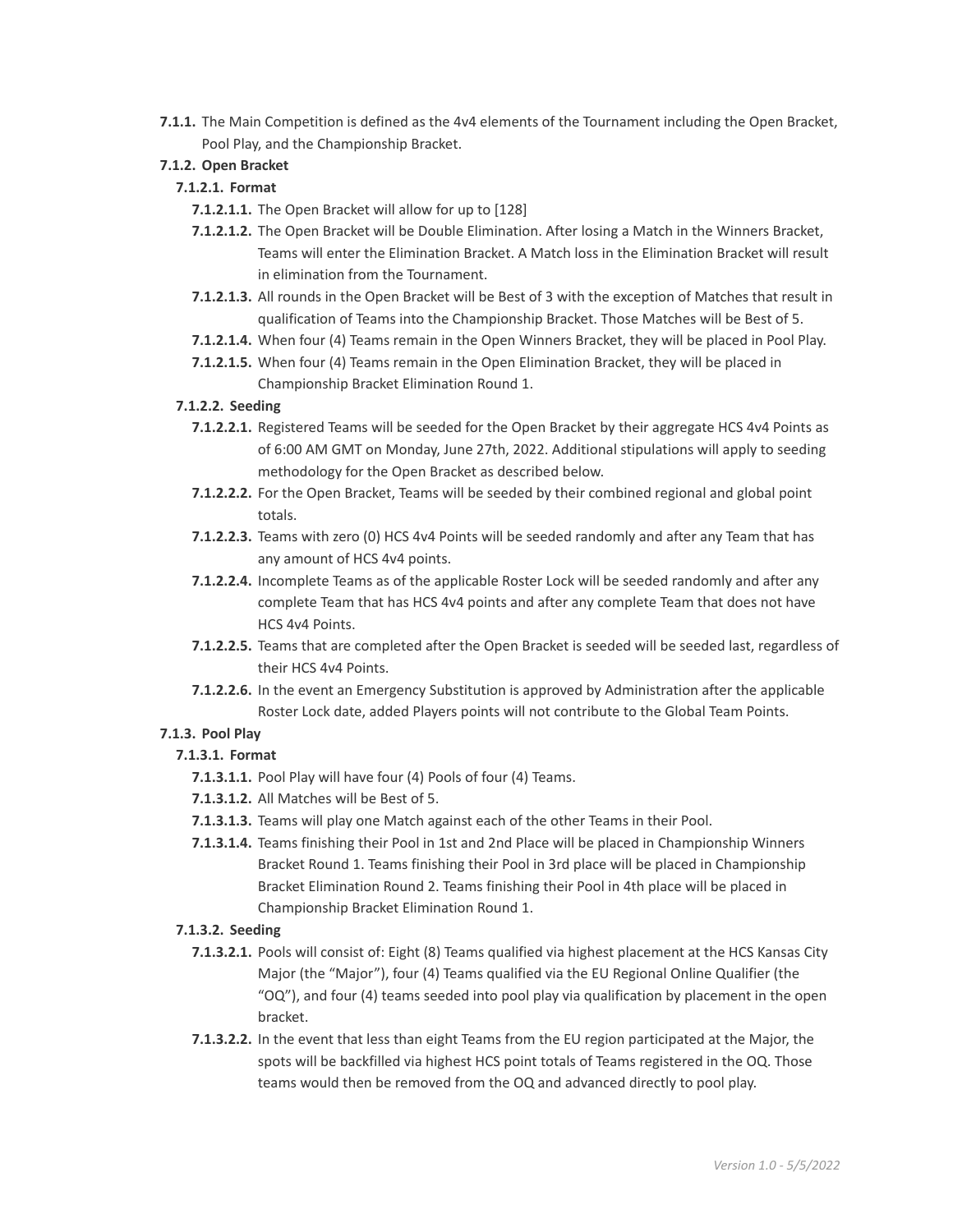**7.1.1.** The Main Competition is defined as the 4v4 elements of the Tournament including the Open Bracket, Pool Play, and the Championship Bracket.

**7.1.2. Open Bracket**

**7.1.2.1. Format**

**7.1.2.1.1.** The Open Bracket will allow for up to [128]

**7.1.2.1.2.** The Open Bracket will be Double Elimination. After losing a Match in the Winners Bracket, Teams will enter the Elimination Bracket. A Match loss in the Elimination Bracket will result in elimination from the Tournament.

**7.1.2.1.3.** All rounds in the Open Bracket will be Best of 3 with the exception of Matches that result in qualification of Teams into the Championship Bracket. Those Matches will be Best of 5.

**7.1.2.1.4.** When four (4) Teams remain in the Open Winners Bracket, they will be placed in Pool Play.

**7.1.2.1.5.** When four (4) Teams remain in the Open Elimination Bracket, they will be placed in Championship Bracket Elimination Round 1.

**7.1.2.2. Seeding**

**7.1.2.2.1.** Registered Teams will be seeded for the Open Bracket by their aggregate HCS 4v4 Points as of 6:00 AM GMT on Monday, June 27th, 2022. Additional stipulations will apply to seeding methodology for the Open Bracket as described below.

**7.1.2.2.2.** For the Open Bracket, Teams will be seeded by their combined regional and global point totals.

**7.1.2.2.3.** Teams with zero (0) HCS 4v4 Points will be seeded randomly and after any Team that has any amount of HCS 4v4 points.

**7.1.2.2.4.** Incomplete Teams as of the applicable Roster Lock will be seeded randomly and after any complete Team that has HCS 4v4 points and after any complete Team that does not have HCS 4v4 Points.

**7.1.2.2.5.** Teams that are completed after the Open Bracket is seeded will be seeded last, regardless of their HCS 4v4 Points.

**7.1.2.2.6.** In the event an Emergency Substitution is approved by Administration after the applicable Roster Lock date, added Players points will not contribute to the Global Team Points.

**7.1.3. Pool Play**

**7.1.3.1. Format**

**7.1.3.1.1.** Pool Play will have four (4) Pools of four (4) Teams.

**7.1.3.1.2.** All Matches will be Best of 5.

**7.1.3.1.3.** Teams will play one Match against each of the other Teams in their Pool.

**7.1.3.1.4.** Teams finishing their Pool in 1st and 2nd Place will be placed in Championship Winners Bracket Round 1. Teams finishing their Pool in 3rd place will be placed in Championship Bracket Elimination Round 2. Teams finishing their Pool in 4th place will be placed in Championship Bracket Elimination Round 1.

**7.1.3.2. Seeding**

**7.1.3.2.1.** Pools will consist of: Eight (8) Teams qualified via highest placement at the HCS Kansas City Major (the "Major"), four (4) Teams qualified via the EU Regional Online Qualifier (the "OQ"), and four (4) teams seeded into pool play via qualification by placement in the open bracket.

**7.1.3.2.2.** In the event that less than eight Teams from the EU region participated at the Major, the spots will be backfilled via highest HCS point totals of Teams registered in the OQ. Those teams would then be removed from the OQ and advanced directly to pool play.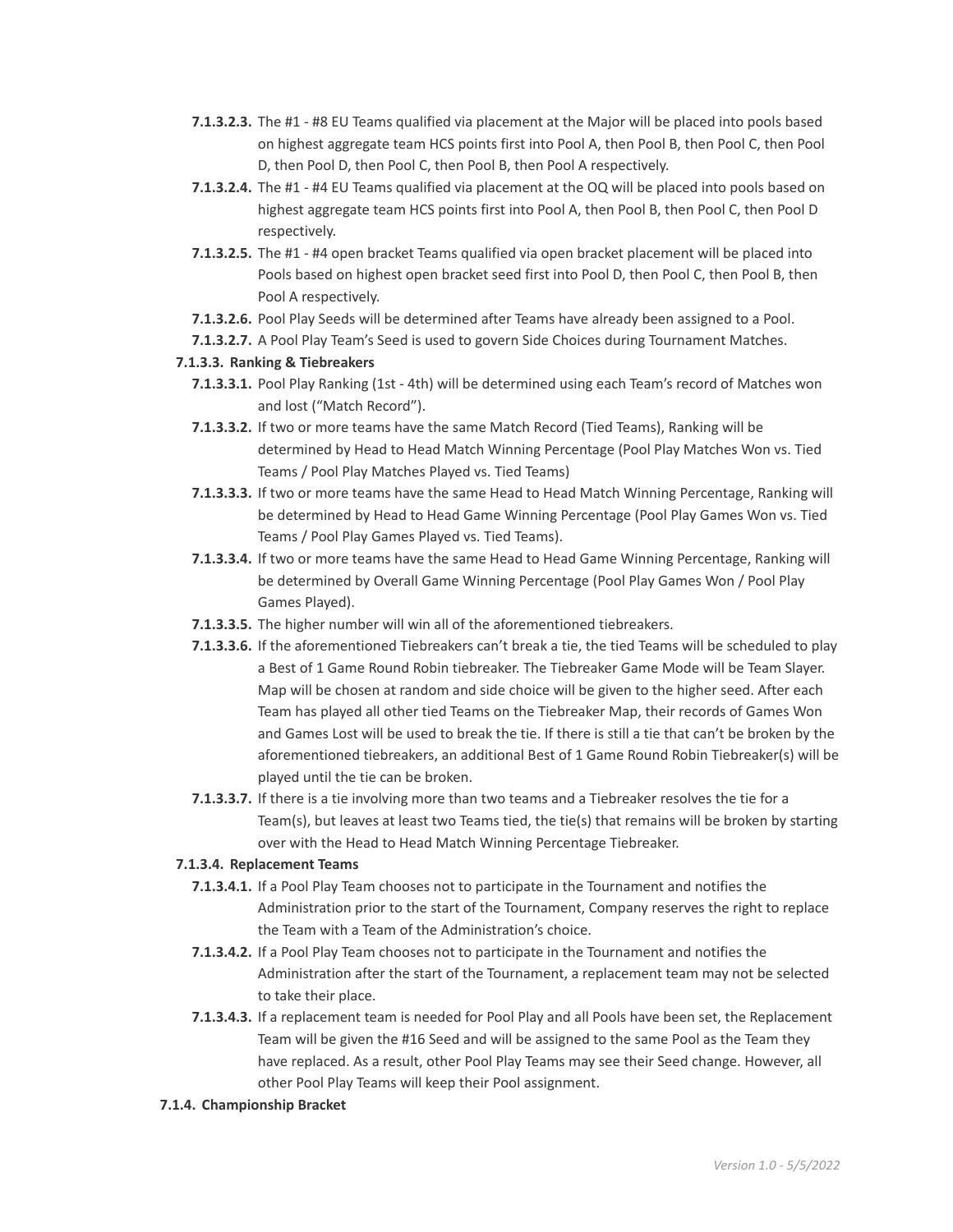**7.1.3.2.3.** The #1 - #8 EU Teams qualified via placement at the Major will be placed into pools based on highest aggregate team HCS points first into Pool A, then Pool B, then Pool C, then Pool D, then Pool D, then Pool C, then Pool B, then Pool A respectively.

**7.1.3.2.4.** The #1 - #4 EU Teams qualified via placement at the OQ will be placed into pools based on highest aggregate team HCS points first into Pool A, then Pool B, then Pool C, then Pool D respectively.

**7.1.3.2.5.** The #1 - #4 open bracket Teams qualified via open bracket placement will be placed into Pools based on highest open bracket seed first into Pool D, then Pool C, then Pool B, then Pool A respectively.

**7.1.3.2.6.** Pool Play Seeds will be determined after Teams have already been assigned to a Pool.

**7.1.3.2.7.** A Pool Play Team's Seed is used to govern Side Choices during Tournament Matches.

**7.1.3.3. Ranking & Tiebreakers**

**7.1.3.3.1.** Pool Play Ranking (1st - 4th) will be determined using each Team's record of Matches won and lost ("Match Record").

**7.1.3.3.2.** If two or more teams have the same Match Record (Tied Teams), Ranking will be determined by Head to Head Match Winning Percentage (Pool Play Matches Won vs. Tied Teams / Pool Play Matches Played vs. Tied Teams)

**7.1.3.3.3.** If two or more teams have the same Head to Head Match Winning Percentage, Ranking will be determined by Head to Head Game Winning Percentage (Pool Play Games Won vs. Tied Teams / Pool Play Games Played vs. Tied Teams).

**7.1.3.3.4.** If two or more teams have the same Head to Head Game Winning Percentage, Ranking will be determined by Overall Game Winning Percentage (Pool Play Games Won / Pool Play Games Played).

**7.1.3.3.5.** The higher number will win all of the aforementioned tiebreakers.

**7.1.3.3.6.** If the aforementioned Tiebreakers can't break a tie, the tied Teams will be scheduled to play a Best of 1 Game Round Robin tiebreaker. The Tiebreaker Game Mode will be Team Slayer. Map will be chosen at random and side choice will be given to the higher seed. After each Team has played all other tied Teams on the Tiebreaker Map, their records of Games Won and Games Lost will be used to break the tie. If there is still a tie that can't be broken by the aforementioned tiebreakers, an additional Best of 1 Game Round Robin Tiebreaker(s) will be played until the tie can be broken.

**7.1.3.3.7.** If there is a tie involving more than two teams and a Tiebreaker resolves the tie for a Team(s), but leaves at least two Teams tied, the tie(s) that remains will be broken by starting over with the Head to Head Match Winning Percentage Tiebreaker.

**7.1.3.4. Replacement Teams**

**7.1.3.4.1.** If a Pool Play Team chooses not to participate in the Tournament and notifies the Administration prior to the start of the Tournament, Company reserves the right to replace the Team with a Team of the Administration's choice.

**7.1.3.4.2.** If a Pool Play Team chooses not to participate in the Tournament and notifies the Administration after the start of the Tournament, a replacement team may not be selected to take their place.

**7.1.3.4.3.** If a replacement team is needed for Pool Play and all Pools have been set, the Replacement Team will be given the #16 Seed and will be assigned to the same Pool as the Team they have replaced. As a result, other Pool Play Teams may see their Seed change. However, all other Pool Play Teams will keep their Pool assignment.

**7.1.4. Championship Bracket**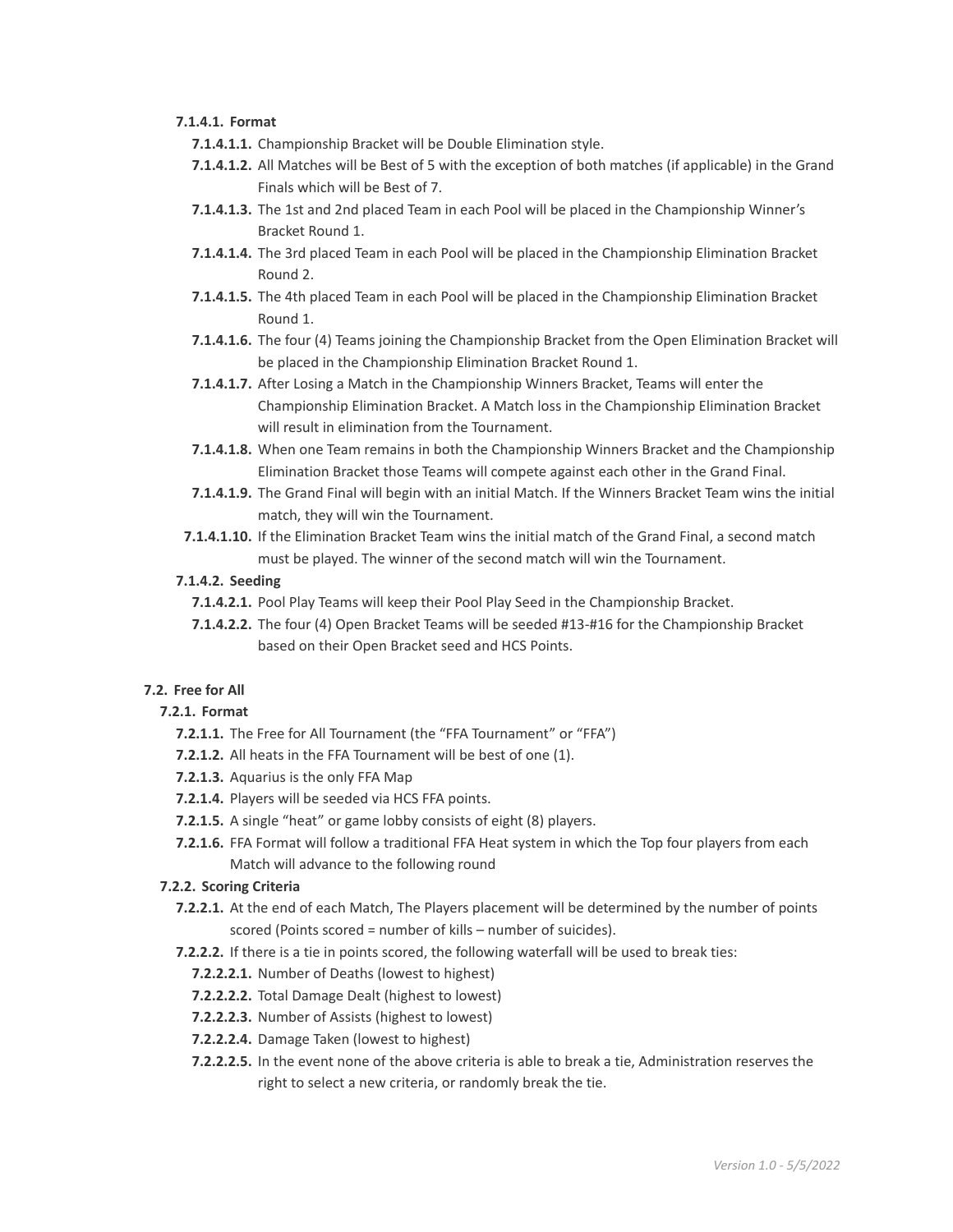**7.1.4.1. Format**

- **7.1.4.1.1.** Championship Bracket will be Double Elimination style.
- **7.1.4.1.2.** All Matches will be Best of 5 with the exception of both matches (if applicable) in the Grand Finals which will be Best of 7.
- **7.1.4.1.3.** The 1st and 2nd placed Team in each Pool will be placed in the Championship Winner's Bracket Round 1.
- **7.1.4.1.4.** The 3rd placed Team in each Pool will be placed in the Championship Elimination Bracket Round 2.
- **7.1.4.1.5.** The 4th placed Team in each Pool will be placed in the Championship Elimination Bracket Round 1.
- **7.1.4.1.6.** The four (4) Teams joining the Championship Bracket from the Open Elimination Bracket will be placed in the Championship Elimination Bracket Round 1.
- **7.1.4.1.7.** After Losing a Match in the Championship Winners Bracket, Teams will enter the Championship Elimination Bracket. A Match loss in the Championship Elimination Bracket will result in elimination from the Tournament.
- **7.1.4.1.8.** When one Team remains in both the Championship Winners Bracket and the Championship Elimination Bracket those Teams will compete against each other in the Grand Final.
- **7.1.4.1.9.** The Grand Final will begin with an initial Match. If the Winners Bracket Team wins the initial match, they will win the Tournament.
- **7.1.4.1.10.** If the Elimination Bracket Team wins the initial match of the Grand Final, a second match must be played. The winner of the second match will win the Tournament.

**7.1.4.2. Seeding**

- **7.1.4.2.1.** Pool Play Teams will keep their Pool Play Seed in the Championship Bracket.
- **7.1.4.2.2.** The four (4) Open Bracket Teams will be seeded #13-#16 for the Championship Bracket based on their Open Bracket seed and HCS Points.

**7.2. Free for All**

**7.2.1. Format**

- **7.2.1.1.** The Free for All Tournament (the "FFA Tournament" or "FFA")
- **7.2.1.2.** All heats in the FFA Tournament will be best of one (1).
- **7.2.1.3.** Aquarius is the only FFA Map
- **7.2.1.4.** Players will be seeded via HCS FFA points.
- **7.2.1.5.** A single "heat" or game lobby consists of eight (8) players.
- **7.2.1.6.** FFA Format will follow a traditional FFA Heat system in which the Top four players from each Match will advance to the following round

**7.2.2. Scoring Criteria**

- **7.2.2.1.** At the end of each Match, The Players placement will be determined by the number of points scored (Points scored = number of kills – number of suicides).
- **7.2.2.2.** If there is a tie in points scored, the following waterfall will be used to break ties:
  - **7.2.2.2.1.** Number of Deaths (lowest to highest)
  - **7.2.2.2.2.** Total Damage Dealt (highest to lowest)
  - **7.2.2.2.3.** Number of Assists (highest to lowest)
  - **7.2.2.2.4.** Damage Taken (lowest to highest)
  - **7.2.2.2.5.** In the event none of the above criteria is able to break a tie, Administration reserves the right to select a new criteria, or randomly break the tie.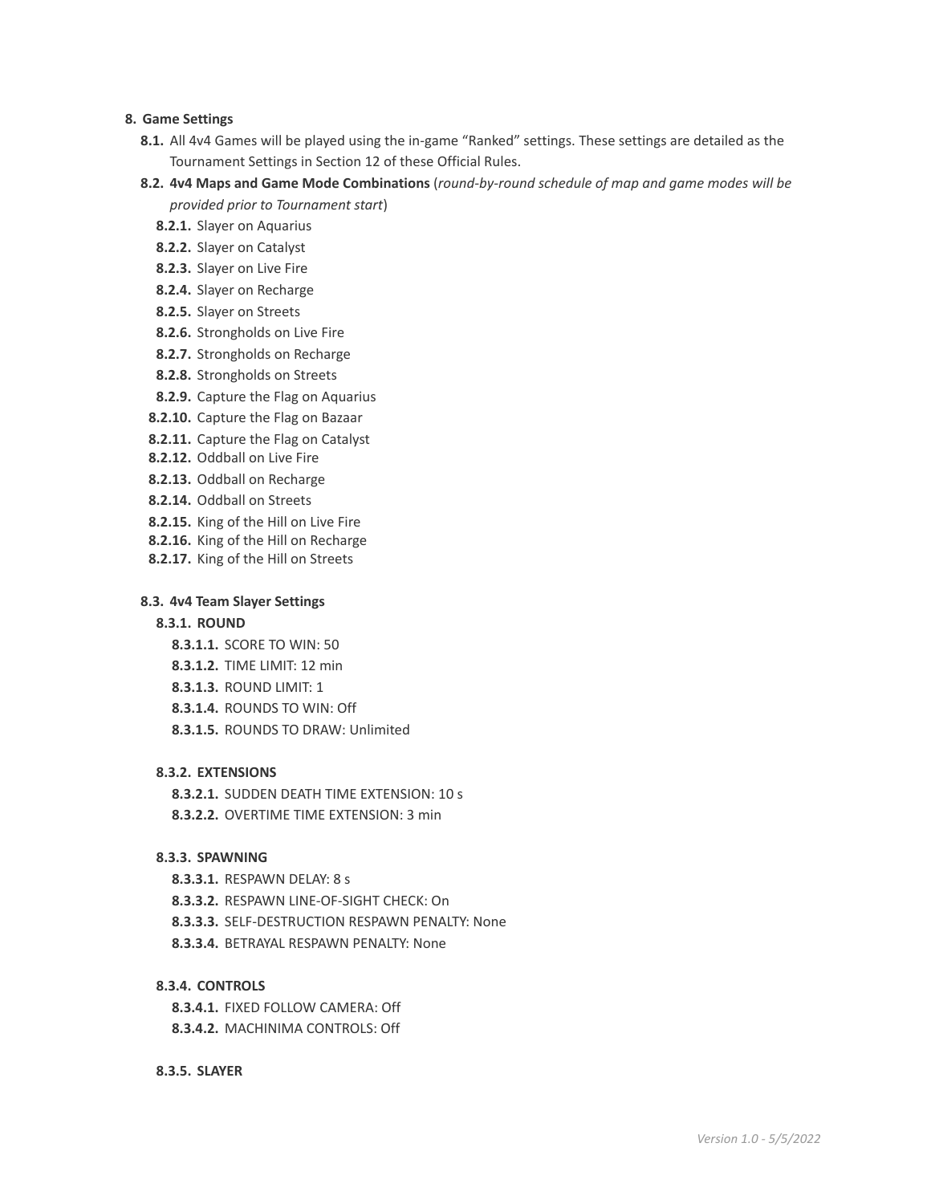## 8. Game Settings

**8.1.** All 4v4 Games will be played using the in-game "Ranked" settings. These settings are detailed as the Tournament Settings in Section 12 of these Official Rules.

**8.2. 4v4 Maps and Game Mode Combinations** (*round-by-round schedule of map and game modes will be provided prior to Tournament start*)

- **8.2.1.** Slayer on Aquarius
- **8.2.2.** Slayer on Catalyst
- **8.2.3.** Slayer on Live Fire
- **8.2.4.** Slayer on Recharge
- **8.2.5.** Slayer on Streets
- **8.2.6.** Strongholds on Live Fire
- **8.2.7.** Strongholds on Recharge
- **8.2.8.** Strongholds on Streets
- **8.2.9.** Capture the Flag on Aquarius
- **8.2.10.** Capture the Flag on Bazaar
- **8.2.11.** Capture the Flag on Catalyst
- **8.2.12.** Oddball on Live Fire
- **8.2.13.** Oddball on Recharge
- **8.2.14.** Oddball on Streets
- **8.2.15.** King of the Hill on Live Fire
- **8.2.16.** King of the Hill on Recharge
- **8.2.17.** King of the Hill on Streets

### 8.3. 4v4 Team Slayer Settings

**8.3.1. ROUND**

- **8.3.1.1.** SCORE TO WIN: 50
- **8.3.1.2.** TIME LIMIT: 12 min
- **8.3.1.3.** ROUND LIMIT: 1
- **8.3.1.4.** ROUNDS TO WIN: Off
- **8.3.1.5.** ROUNDS TO DRAW: Unlimited

**8.3.2. EXTENSIONS**

- **8.3.2.1.** SUDDEN DEATH TIME EXTENSION: 10 s
- **8.3.2.2.** OVERTIME TIME EXTENSION: 3 min

**8.3.3. SPAWNING**

- **8.3.3.1.** RESPAWN DELAY: 8 s
- **8.3.3.2.** RESPAWN LINE-OF-SIGHT CHECK: On
- **8.3.3.3.** SELF-DESTRUCTION RESPAWN PENALTY: None
- **8.3.3.4.** BETRAYAL RESPAWN PENALTY: None

**8.3.4. CONTROLS**

- **8.3.4.1.** FIXED FOLLOW CAMERA: Off
- **8.3.4.2.** MACHINIMA CONTROLS: Off

**8.3.5. SLAYER**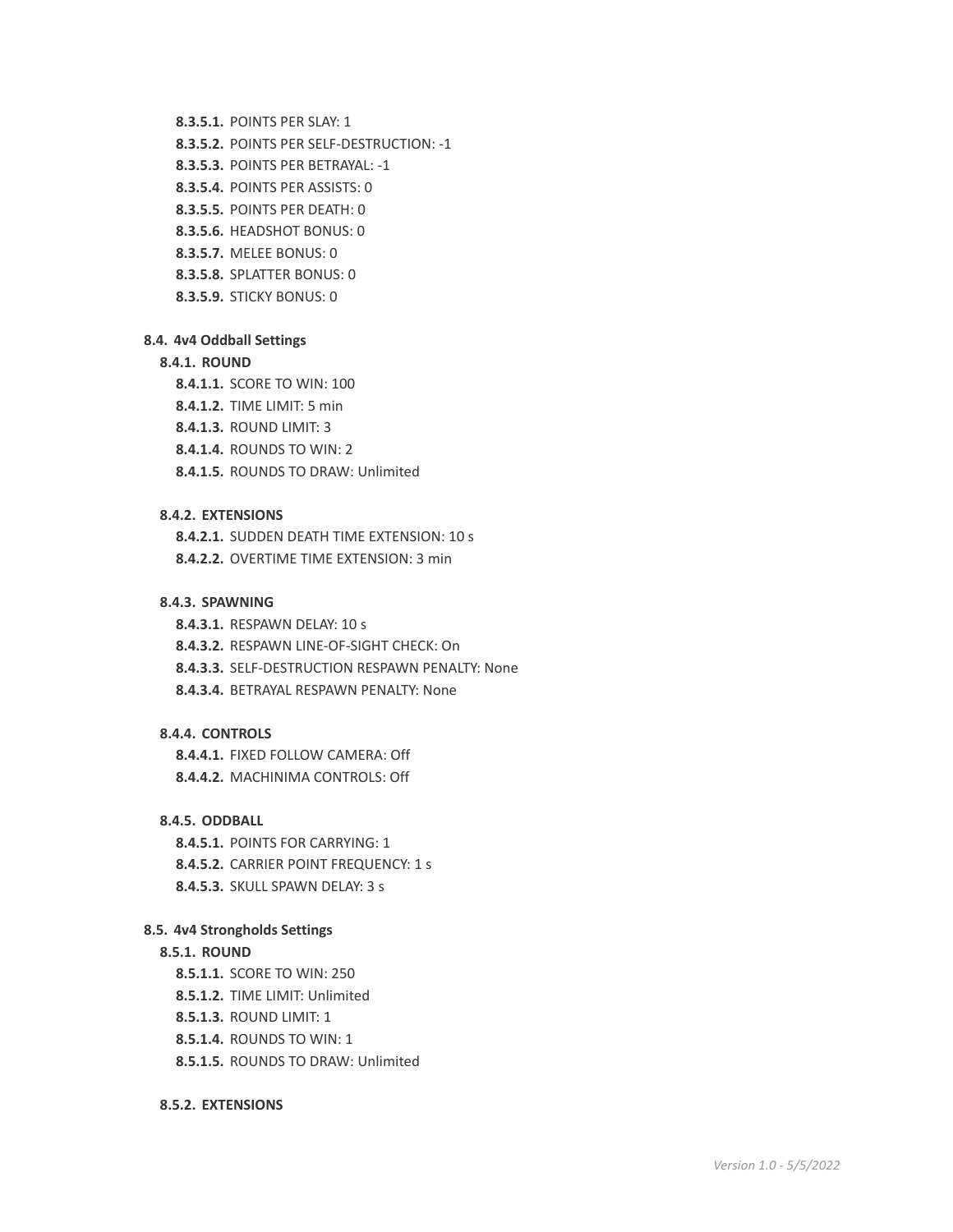- **8.3.5.1.** POINTS PER SLAY: 1
- **8.3.5.2.** POINTS PER SELF-DESTRUCTION: -1
- **8.3.5.3.** POINTS PER BETRAYAL: -1
- **8.3.5.4.** POINTS PER ASSISTS: 0
- **8.3.5.5.** POINTS PER DEATH: 0
- **8.3.5.6.** HEADSHOT BONUS: 0
- **8.3.5.7.** MELEE BONUS: 0
- **8.3.5.8.** SPLATTER BONUS: 0
- **8.3.5.9.** STICKY BONUS: 0

### 8.4. 4v4 Oddball Settings

#### 8.4.1. ROUND

- **8.4.1.1.** SCORE TO WIN: 100
- **8.4.1.2.** TIME LIMIT: 5 min
- **8.4.1.3.** ROUND LIMIT: 3
- **8.4.1.4.** ROUNDS TO WIN: 2
- **8.4.1.5.** ROUNDS TO DRAW: Unlimited

#### 8.4.2. EXTENSIONS

- **8.4.2.1.** SUDDEN DEATH TIME EXTENSION: 10 s
- **8.4.2.2.** OVERTIME TIME EXTENSION: 3 min

#### 8.4.3. SPAWNING

- **8.4.3.1.** RESPAWN DELAY: 10 s
- **8.4.3.2.** RESPAWN LINE-OF-SIGHT CHECK: On
- **8.4.3.3.** SELF-DESTRUCTION RESPAWN PENALTY: None
- **8.4.3.4.** BETRAYAL RESPAWN PENALTY: None

#### 8.4.4. CONTROLS

- **8.4.4.1.** FIXED FOLLOW CAMERA: Off
- **8.4.4.2.** MACHINIMA CONTROLS: Off

#### 8.4.5. ODDBALL

- **8.4.5.1.** POINTS FOR CARRYING: 1
- **8.4.5.2.** CARRIER POINT FREQUENCY: 1 s
- **8.4.5.3.** SKULL SPAWN DELAY: 3 s

### 8.5. 4v4 Strongholds Settings

#### 8.5.1. ROUND

- **8.5.1.1.** SCORE TO WIN: 250
- **8.5.1.2.** TIME LIMIT: Unlimited
- **8.5.1.3.** ROUND LIMIT: 1
- **8.5.1.4.** ROUNDS TO WIN: 1
- **8.5.1.5.** ROUNDS TO DRAW: Unlimited

#### 8.5.2. EXTENSIONS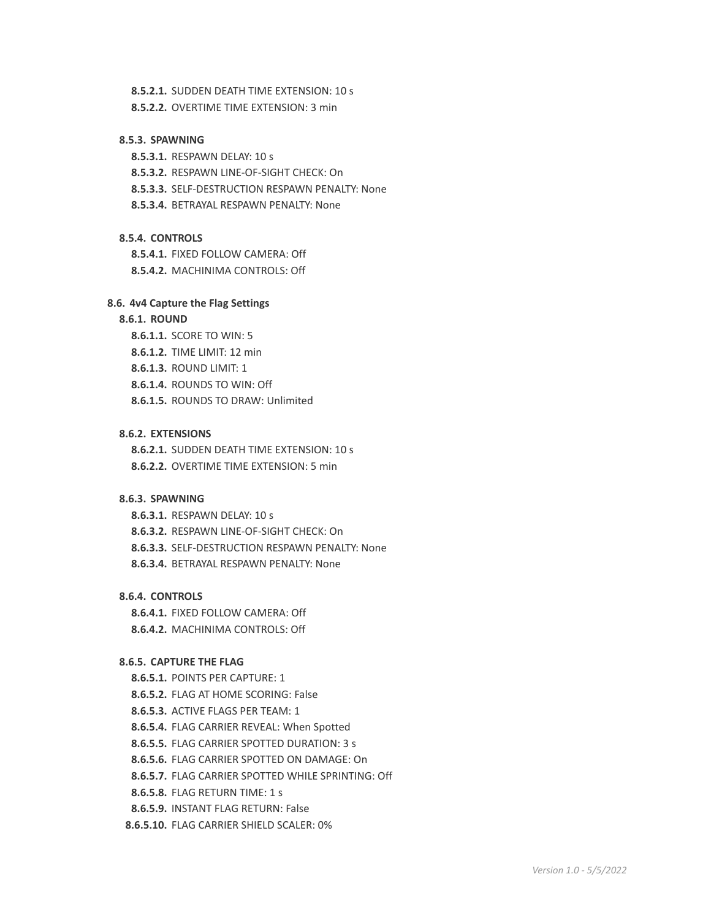**8.5.2.1.** SUDDEN DEATH TIME EXTENSION: 10 s

**8.5.2.2.** OVERTIME TIME EXTENSION: 3 min

**8.5.3. SPAWNING**

**8.5.3.1.** RESPAWN DELAY: 10 s

**8.5.3.2.** RESPAWN LINE-OF-SIGHT CHECK: On

**8.5.3.3.** SELF-DESTRUCTION RESPAWN PENALTY: None

**8.5.3.4.** BETRAYAL RESPAWN PENALTY: None

**8.5.4. CONTROLS**

**8.5.4.1.** FIXED FOLLOW CAMERA: Off

**8.5.4.2.** MACHINIMA CONTROLS: Off

**8.6. 4v4 Capture the Flag Settings**

**8.6.1. ROUND**

**8.6.1.1.** SCORE TO WIN: 5

**8.6.1.2.** TIME LIMIT: 12 min

**8.6.1.3.** ROUND LIMIT: 1

**8.6.1.4.** ROUNDS TO WIN: Off

**8.6.1.5.** ROUNDS TO DRAW: Unlimited

**8.6.2. EXTENSIONS**

**8.6.2.1.** SUDDEN DEATH TIME EXTENSION: 10 s

**8.6.2.2.** OVERTIME TIME EXTENSION: 5 min

**8.6.3. SPAWNING**

**8.6.3.1.** RESPAWN DELAY: 10 s

**8.6.3.2.** RESPAWN LINE-OF-SIGHT CHECK: On

**8.6.3.3.** SELF-DESTRUCTION RESPAWN PENALTY: None

**8.6.3.4.** BETRAYAL RESPAWN PENALTY: None

**8.6.4. CONTROLS**

**8.6.4.1.** FIXED FOLLOW CAMERA: Off

**8.6.4.2.** MACHINIMA CONTROLS: Off

**8.6.5. CAPTURE THE FLAG**

**8.6.5.1.** POINTS PER CAPTURE: 1

**8.6.5.2.** FLAG AT HOME SCORING: False

**8.6.5.3.** ACTIVE FLAGS PER TEAM: 1

**8.6.5.4.** FLAG CARRIER REVEAL: When Spotted

**8.6.5.5.** FLAG CARRIER SPOTTED DURATION: 3 s

**8.6.5.6.** FLAG CARRIER SPOTTED ON DAMAGE: On

**8.6.5.7.** FLAG CARRIER SPOTTED WHILE SPRINTING: Off

**8.6.5.8.** FLAG RETURN TIME: 1 s

**8.6.5.9.** INSTANT FLAG RETURN: False

**8.6.5.10.** FLAG CARRIER SHIELD SCALER: 0%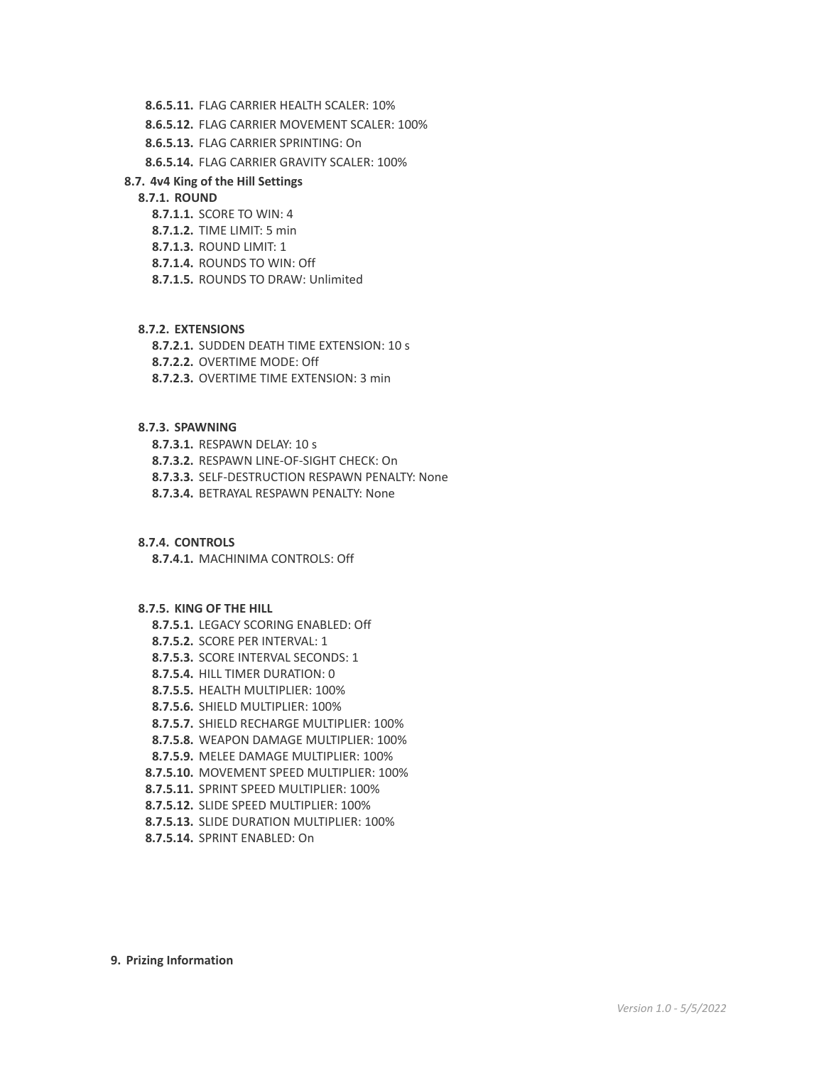- **8.6.5.11.** FLAG CARRIER HEALTH SCALER: 10%
- **8.6.5.12.** FLAG CARRIER MOVEMENT SCALER: 100%
- **8.6.5.13.** FLAG CARRIER SPRINTING: On
- **8.6.5.14.** FLAG CARRIER GRAVITY SCALER: 100%

**8.7. 4v4 King of the Hill Settings**

**8.7.1. ROUND**

- **8.7.1.1.** SCORE TO WIN: 4
- **8.7.1.2.** TIME LIMIT: 5 min
- **8.7.1.3.** ROUND LIMIT: 1
- **8.7.1.4.** ROUNDS TO WIN: Off
- **8.7.1.5.** ROUNDS TO DRAW: Unlimited

**8.7.2. EXTENSIONS**

- **8.7.2.1.** SUDDEN DEATH TIME EXTENSION: 10 s
- **8.7.2.2.** OVERTIME MODE: Off
- **8.7.2.3.** OVERTIME TIME EXTENSION: 3 min

**8.7.3. SPAWNING**

- **8.7.3.1.** RESPAWN DELAY: 10 s
- **8.7.3.2.** RESPAWN LINE-OF-SIGHT CHECK: On
- **8.7.3.3.** SELF-DESTRUCTION RESPAWN PENALTY: None
- **8.7.3.4.** BETRAYAL RESPAWN PENALTY: None

**8.7.4. CONTROLS**

- **8.7.4.1.** MACHINIMA CONTROLS: Off

**8.7.5. KING OF THE HILL**

- **8.7.5.1.** LEGACY SCORING ENABLED: Off
- **8.7.5.2.** SCORE PER INTERVAL: 1
- **8.7.5.3.** SCORE INTERVAL SECONDS: 1
- **8.7.5.4.** HILL TIMER DURATION: 0
- **8.7.5.5.** HEALTH MULTIPLIER: 100%
- **8.7.5.6.** SHIELD MULTIPLIER: 100%
- **8.7.5.7.** SHIELD RECHARGE MULTIPLIER: 100%
- **8.7.5.8.** WEAPON DAMAGE MULTIPLIER: 100%
- **8.7.5.9.** MELEE DAMAGE MULTIPLIER: 100%
- **8.7.5.10.** MOVEMENT SPEED MULTIPLIER: 100%
- **8.7.5.11.** SPRINT SPEED MULTIPLIER: 100%
- **8.7.5.12.** SLIDE SPEED MULTIPLIER: 100%
- **8.7.5.13.** SLIDE DURATION MULTIPLIER: 100%
- **8.7.5.14.** SPRINT ENABLED: On

## 9. Prizing Information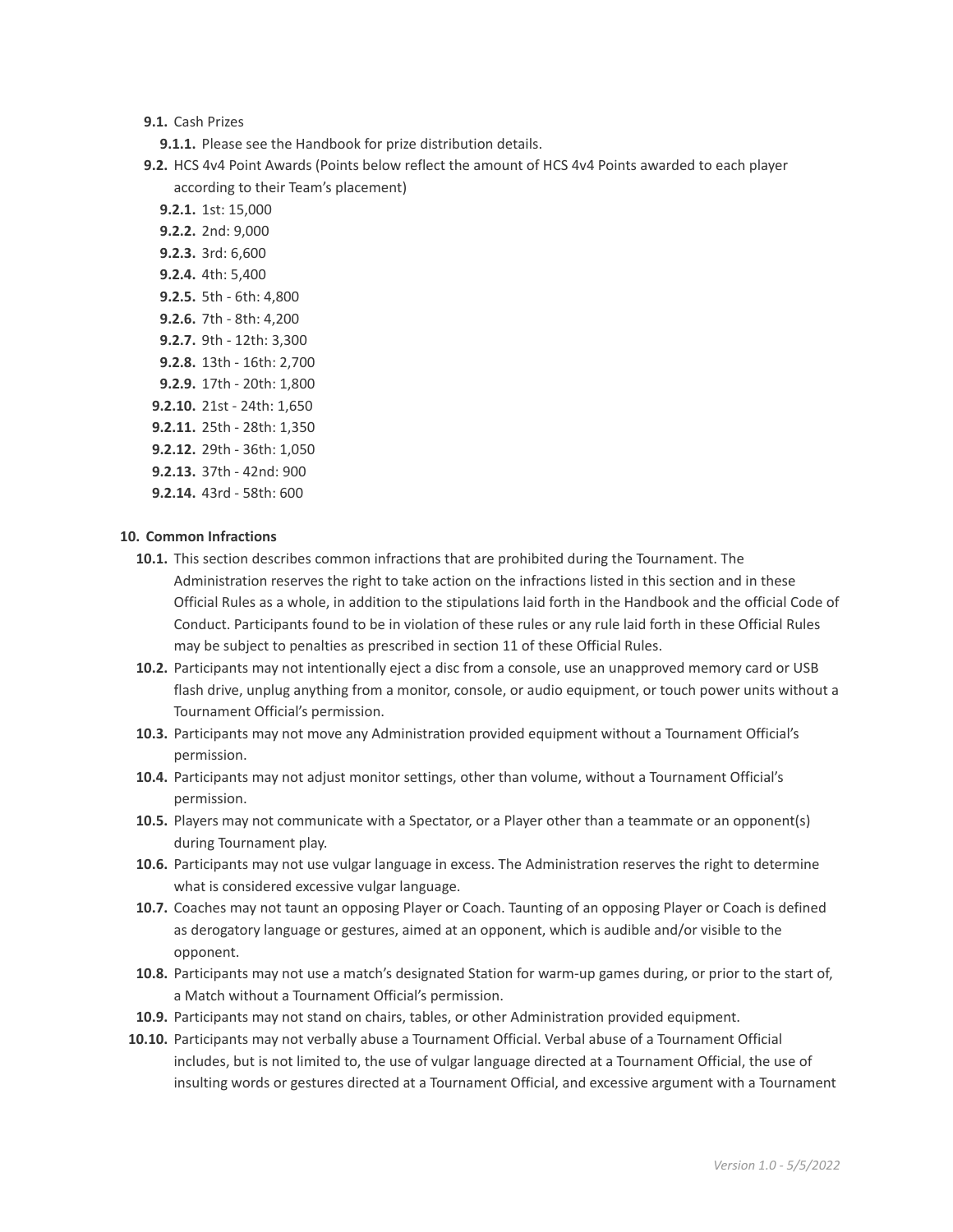- **9.1.** Cash Prizes
  - **9.1.1.** Please see the Handbook for prize distribution details.
- **9.2.** HCS 4v4 Point Awards (Points below reflect the amount of HCS 4v4 Points awarded to each player according to their Team's placement)
  - **9.2.1.** 1st: 15,000
  - **9.2.2.** 2nd: 9,000
  - **9.2.3.** 3rd: 6,600
  - **9.2.4.** 4th: 5,400
  - **9.2.5.** 5th - 6th: 4,800
  - **9.2.6.** 7th - 8th: 4,200
  - **9.2.7.** 9th - 12th: 3,300
  - **9.2.8.** 13th - 16th: 2,700
  - **9.2.9.** 17th - 20th: 1,800
  - **9.2.10.** 21st - 24th: 1,650
  - **9.2.11.** 25th - 28th: 1,350
  - **9.2.12.** 29th - 36th: 1,050
  - **9.2.13.** 37th - 42nd: 900
  - **9.2.14.** 43rd - 58th: 600

## 10. Common Infractions

- **10.1.** This section describes common infractions that are prohibited during the Tournament. The Administration reserves the right to take action on the infractions listed in this section and in these Official Rules as a whole, in addition to the stipulations laid forth in the Handbook and the official Code of Conduct. Participants found to be in violation of these rules or any rule laid forth in these Official Rules may be subject to penalties as prescribed in section 11 of these Official Rules.
- **10.2.** Participants may not intentionally eject a disc from a console, use an unapproved memory card or USB flash drive, unplug anything from a monitor, console, or audio equipment, or touch power units without a Tournament Official's permission.
- **10.3.** Participants may not move any Administration provided equipment without a Tournament Official's permission.
- **10.4.** Participants may not adjust monitor settings, other than volume, without a Tournament Official's permission.
- **10.5.** Players may not communicate with a Spectator, or a Player other than a teammate or an opponent(s) during Tournament play.
- **10.6.** Participants may not use vulgar language in excess. The Administration reserves the right to determine what is considered excessive vulgar language.
- **10.7.** Coaches may not taunt an opposing Player or Coach. Taunting of an opposing Player or Coach is defined as derogatory language or gestures, aimed at an opponent, which is audible and/or visible to the opponent.
- **10.8.** Participants may not use a match's designated Station for warm-up games during, or prior to the start of, a Match without a Tournament Official's permission.
- **10.9.** Participants may not stand on chairs, tables, or other Administration provided equipment.
- **10.10.** Participants may not verbally abuse a Tournament Official. Verbal abuse of a Tournament Official includes, but is not limited to, the use of vulgar language directed at a Tournament Official, the use of insulting words or gestures directed at a Tournament Official, and excessive argument with a Tournament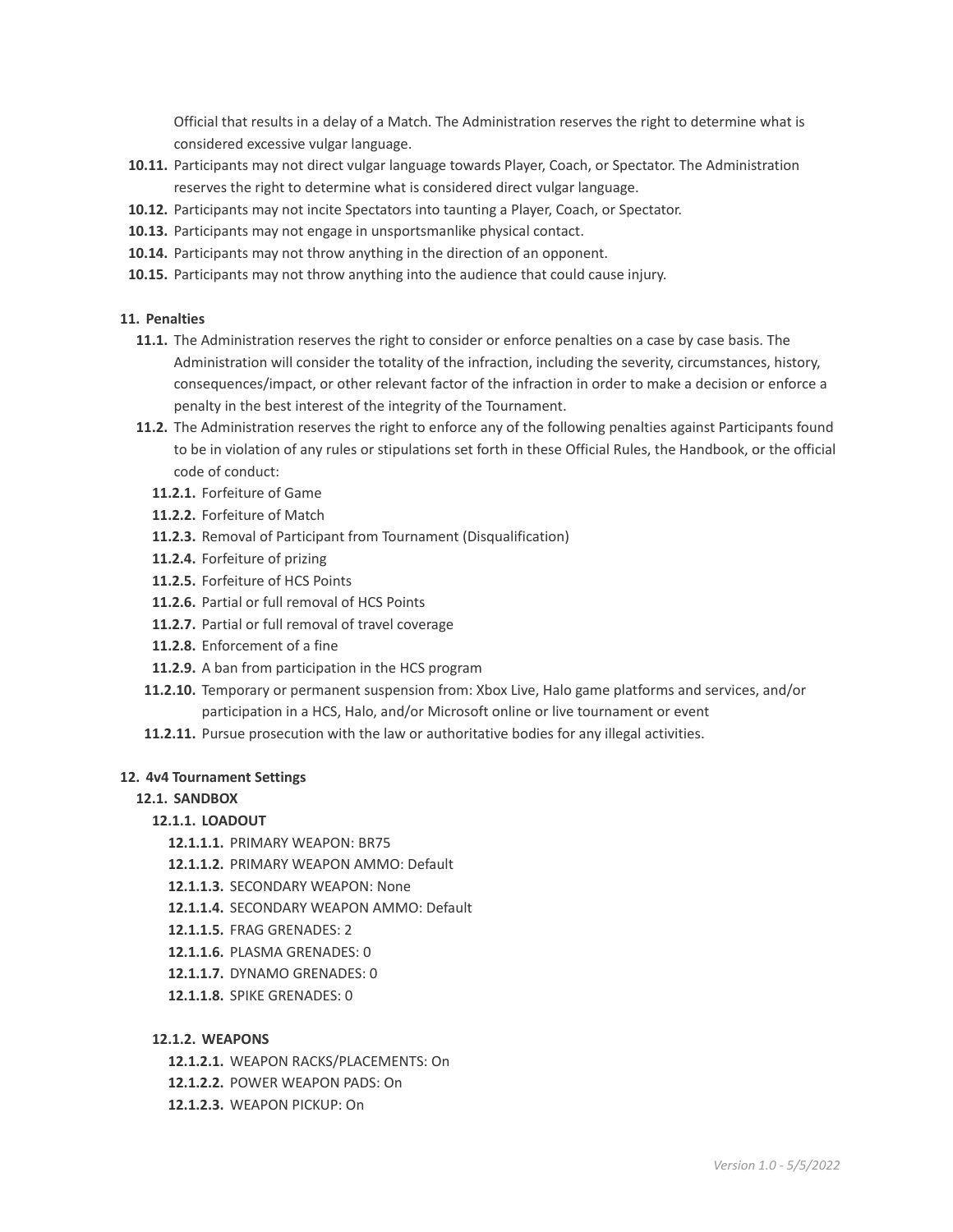Official that results in a delay of a Match. The Administration reserves the right to determine what is considered excessive vulgar language.

**10.11.** Participants may not direct vulgar language towards Player, Coach, or Spectator. The Administration reserves the right to determine what is considered direct vulgar language.

**10.12.** Participants may not incite Spectators into taunting a Player, Coach, or Spectator.

**10.13.** Participants may not engage in unsportsmanlike physical contact.

**10.14.** Participants may not throw anything in the direction of an opponent.

**10.15.** Participants may not throw anything into the audience that could cause injury.

## 11. Penalties

**11.1.** The Administration reserves the right to consider or enforce penalties on a case by case basis. The Administration will consider the totality of the infraction, including the severity, circumstances, history, consequences/impact, or other relevant factor of the infraction in order to make a decision or enforce a penalty in the best interest of the integrity of the Tournament.

**11.2.** The Administration reserves the right to enforce any of the following penalties against Participants found to be in violation of any rules or stipulations set forth in these Official Rules, the Handbook, or the official code of conduct:

- **11.2.1.** Forfeiture of Game
- **11.2.2.** Forfeiture of Match
- **11.2.3.** Removal of Participant from Tournament (Disqualification)
- **11.2.4.** Forfeiture of prizing
- **11.2.5.** Forfeiture of HCS Points
- **11.2.6.** Partial or full removal of HCS Points
- **11.2.7.** Partial or full removal of travel coverage
- **11.2.8.** Enforcement of a fine
- **11.2.9.** A ban from participation in the HCS program
- **11.2.10.** Temporary or permanent suspension from: Xbox Live, Halo game platforms and services, and/or participation in a HCS, Halo, and/or Microsoft online or live tournament or event
- **11.2.11.** Pursue prosecution with the law or authoritative bodies for any illegal activities.

## 12. 4v4 Tournament Settings

### 12.1. SANDBOX

#### 12.1.1. LOADOUT

- **12.1.1.1.** PRIMARY WEAPON: BR75
- **12.1.1.2.** PRIMARY WEAPON AMMO: Default
- **12.1.1.3.** SECONDARY WEAPON: None
- **12.1.1.4.** SECONDARY WEAPON AMMO: Default
- **12.1.1.5.** FRAG GRENADES: 2
- **12.1.1.6.** PLASMA GRENADES: 0
- **12.1.1.7.** DYNAMO GRENADES: 0
- **12.1.1.8.** SPIKE GRENADES: 0

#### 12.1.2. WEAPONS

- **12.1.2.1.** WEAPON RACKS/PLACEMENTS: On
- **12.1.2.2.** POWER WEAPON PADS: On
- **12.1.2.3.** WEAPON PICKUP: On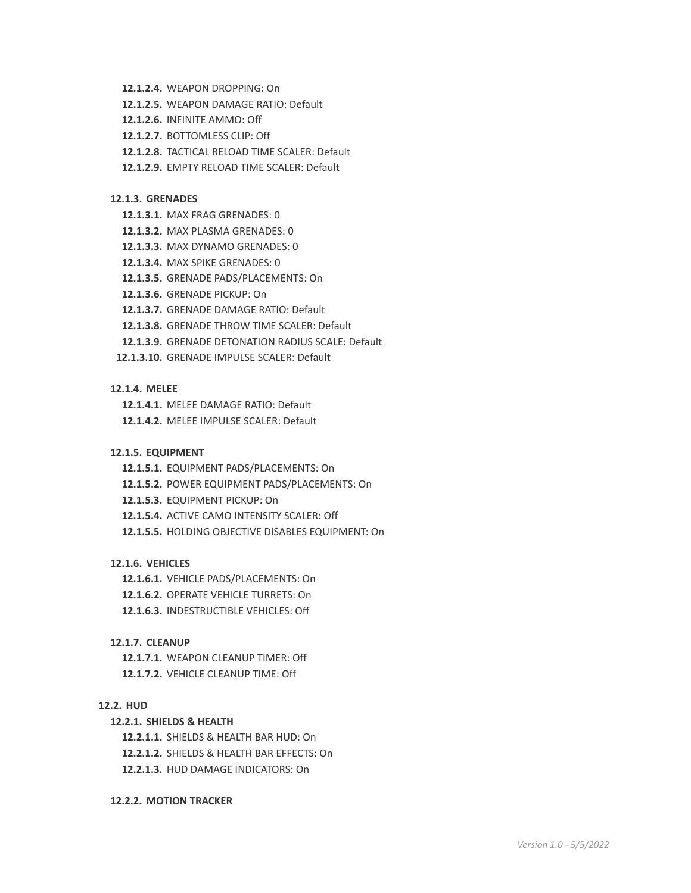**12.1.2.4.** WEAPON DROPPING: On

**12.1.2.5.** WEAPON DAMAGE RATIO: Default

**12.1.2.6.** INFINITE AMMO: Off

**12.1.2.7.** BOTTOMLESS CLIP: Off

**12.1.2.8.** TACTICAL RELOAD TIME SCALER: Default

**12.1.2.9.** EMPTY RELOAD TIME SCALER: Default

#### 12.1.3. GRENADES

**12.1.3.1.** MAX FRAG GRENADES: 0

**12.1.3.2.** MAX PLASMA GRENADES: 0

**12.1.3.3.** MAX DYNAMO GRENADES: 0

**12.1.3.4.** MAX SPIKE GRENADES: 0

**12.1.3.5.** GRENADE PADS/PLACEMENTS: On

**12.1.3.6.** GRENADE PICKUP: On

**12.1.3.7.** GRENADE DAMAGE RATIO: Default

**12.1.3.8.** GRENADE THROW TIME SCALER: Default

**12.1.3.9.** GRENADE DETONATION RADIUS SCALE: Default

**12.1.3.10.** GRENADE IMPULSE SCALER: Default

#### 12.1.4. MELEE

**12.1.4.1.** MELEE DAMAGE RATIO: Default

**12.1.4.2.** MELEE IMPULSE SCALER: Default

#### 12.1.5. EQUIPMENT

**12.1.5.1.** EQUIPMENT PADS/PLACEMENTS: On

**12.1.5.2.** POWER EQUIPMENT PADS/PLACEMENTS: On

**12.1.5.3.** EQUIPMENT PICKUP: On

**12.1.5.4.** ACTIVE CAMO INTENSITY SCALER: Off

**12.1.5.5.** HOLDING OBJECTIVE DISABLES EQUIPMENT: On

#### 12.1.6. VEHICLES

**12.1.6.1.** VEHICLE PADS/PLACEMENTS: On

**12.1.6.2.** OPERATE VEHICLE TURRETS: On

**12.1.6.3.** INDESTRUCTIBLE VEHICLES: Off

#### 12.1.7. CLEANUP

**12.1.7.1.** WEAPON CLEANUP TIMER: Off

**12.1.7.2.** VEHICLE CLEANUP TIME: Off

### 12.2. HUD

#### 12.2.1. SHIELDS & HEALTH

**12.2.1.1.** SHIELDS & HEALTH BAR HUD: On

**12.2.1.2.** SHIELDS & HEALTH BAR EFFECTS: On

**12.2.1.3.** HUD DAMAGE INDICATORS: On

#### 12.2.2. MOTION TRACKER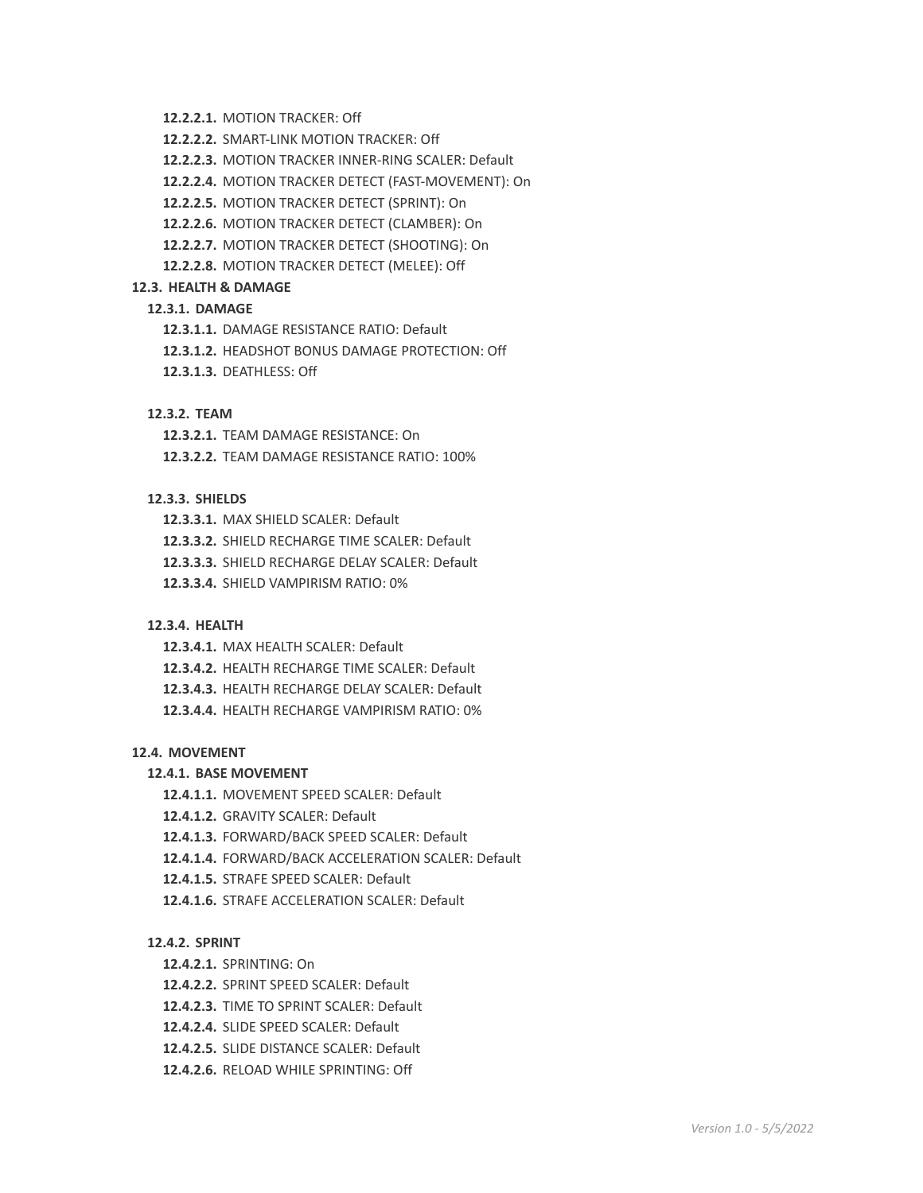**12.2.2.1.** MOTION TRACKER: Off

**12.2.2.2.** SMART-LINK MOTION TRACKER: Off

**12.2.2.3.** MOTION TRACKER INNER-RING SCALER: Default

**12.2.2.4.** MOTION TRACKER DETECT (FAST-MOVEMENT): On

**12.2.2.5.** MOTION TRACKER DETECT (SPRINT): On

**12.2.2.6.** MOTION TRACKER DETECT (CLAMBER): On

**12.2.2.7.** MOTION TRACKER DETECT (SHOOTING): On

**12.2.2.8.** MOTION TRACKER DETECT (MELEE): Off

### 12.3. HEALTH & DAMAGE

#### 12.3.1. DAMAGE

**12.3.1.1.** DAMAGE RESISTANCE RATIO: Default

**12.3.1.2.** HEADSHOT BONUS DAMAGE PROTECTION: Off

**12.3.1.3.** DEATHLESS: Off

#### 12.3.2. TEAM

**12.3.2.1.** TEAM DAMAGE RESISTANCE: On

**12.3.2.2.** TEAM DAMAGE RESISTANCE RATIO: 100%

#### 12.3.3. SHIELDS

**12.3.3.1.** MAX SHIELD SCALER: Default

**12.3.3.2.** SHIELD RECHARGE TIME SCALER: Default

**12.3.3.3.** SHIELD RECHARGE DELAY SCALER: Default

**12.3.3.4.** SHIELD VAMPIRISM RATIO: 0%

#### 12.3.4. HEALTH

**12.3.4.1.** MAX HEALTH SCALER: Default

**12.3.4.2.** HEALTH RECHARGE TIME SCALER: Default

**12.3.4.3.** HEALTH RECHARGE DELAY SCALER: Default

**12.3.4.4.** HEALTH RECHARGE VAMPIRISM RATIO: 0%

### 12.4. MOVEMENT

#### 12.4.1. BASE MOVEMENT

**12.4.1.1.** MOVEMENT SPEED SCALER: Default

**12.4.1.2.** GRAVITY SCALER: Default

**12.4.1.3.** FORWARD/BACK SPEED SCALER: Default

**12.4.1.4.** FORWARD/BACK ACCELERATION SCALER: Default

**12.4.1.5.** STRAFE SPEED SCALER: Default

**12.4.1.6.** STRAFE ACCELERATION SCALER: Default

#### 12.4.2. SPRINT

**12.4.2.1.** SPRINTING: On

**12.4.2.2.** SPRINT SPEED SCALER: Default

**12.4.2.3.** TIME TO SPRINT SCALER: Default

**12.4.2.4.** SLIDE SPEED SCALER: Default

**12.4.2.5.** SLIDE DISTANCE SCALER: Default

**12.4.2.6.** RELOAD WHILE SPRINTING: Off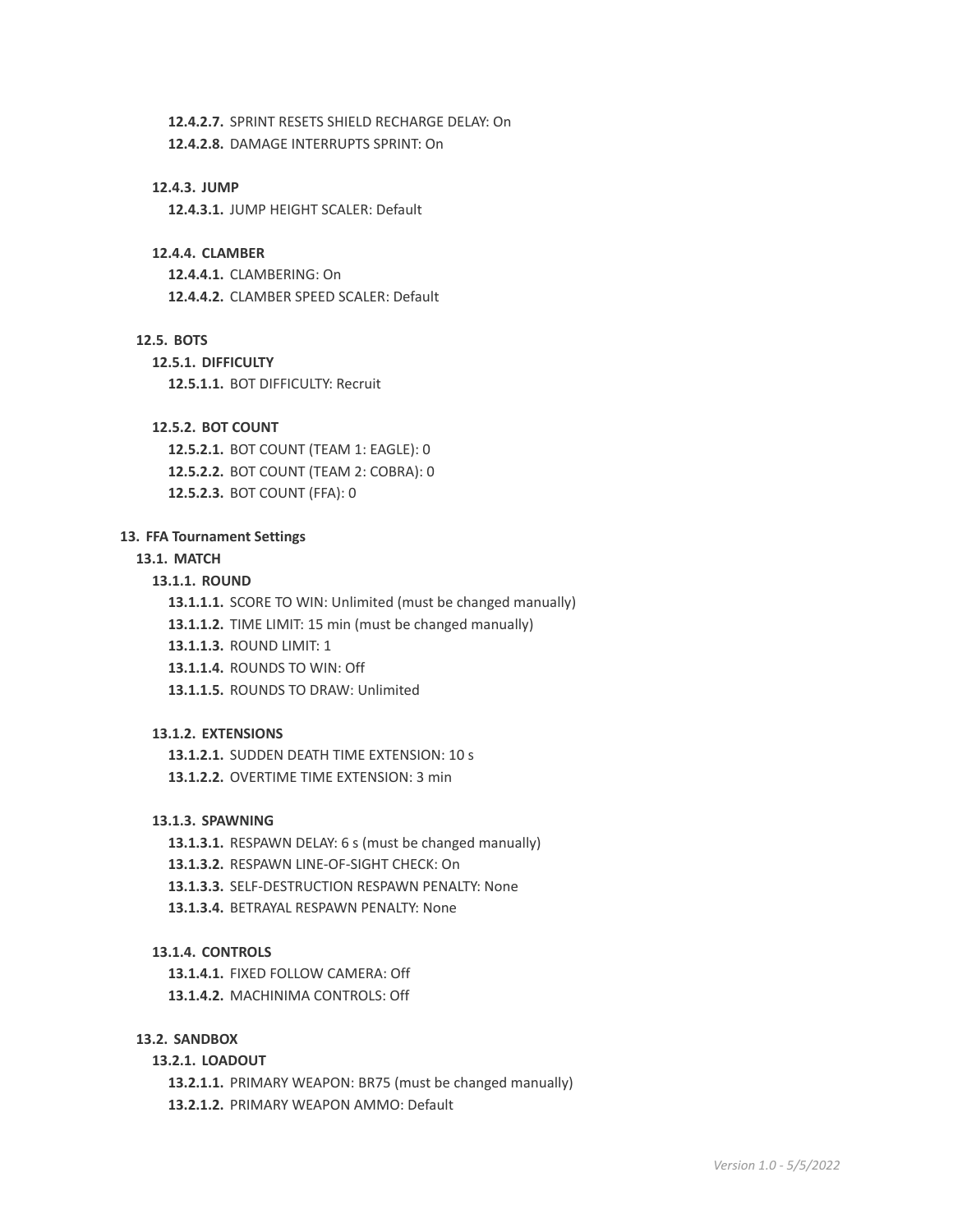**12.4.2.7.** SPRINT RESETS SHIELD RECHARGE DELAY: On

**12.4.2.8.** DAMAGE INTERRUPTS SPRINT: On

**12.4.3. JUMP**

**12.4.3.1.** JUMP HEIGHT SCALER: Default

**12.4.4. CLAMBER**

**12.4.4.1.** CLAMBERING: On

**12.4.4.2.** CLAMBER SPEED SCALER: Default

**12.5. BOTS**

**12.5.1. DIFFICULTY**

**12.5.1.1.** BOT DIFFICULTY: Recruit

**12.5.2. BOT COUNT**

**12.5.2.1.** BOT COUNT (TEAM 1: EAGLE): 0

**12.5.2.2.** BOT COUNT (TEAM 2: COBRA): 0

**12.5.2.3.** BOT COUNT (FFA): 0

## 13. FFA Tournament Settings

### 13.1. MATCH

**13.1.1. ROUND**

**13.1.1.1.** SCORE TO WIN: Unlimited (must be changed manually)

**13.1.1.2.** TIME LIMIT: 15 min (must be changed manually)

**13.1.1.3.** ROUND LIMIT: 1

**13.1.1.4.** ROUNDS TO WIN: Off

**13.1.1.5.** ROUNDS TO DRAW: Unlimited

**13.1.2. EXTENSIONS**

**13.1.2.1.** SUDDEN DEATH TIME EXTENSION: 10 s

**13.1.2.2.** OVERTIME TIME EXTENSION: 3 min

**13.1.3. SPAWNING**

**13.1.3.1.** RESPAWN DELAY: 6 s (must be changed manually)

**13.1.3.2.** RESPAWN LINE-OF-SIGHT CHECK: On

**13.1.3.3.** SELF-DESTRUCTION RESPAWN PENALTY: None

**13.1.3.4.** BETRAYAL RESPAWN PENALTY: None

**13.1.4. CONTROLS**

**13.1.4.1.** FIXED FOLLOW CAMERA: Off

**13.1.4.2.** MACHINIMA CONTROLS: Off

### 13.2. SANDBOX

**13.2.1. LOADOUT**

**13.2.1.1.** PRIMARY WEAPON: BR75 (must be changed manually)

**13.2.1.2.** PRIMARY WEAPON AMMO: Default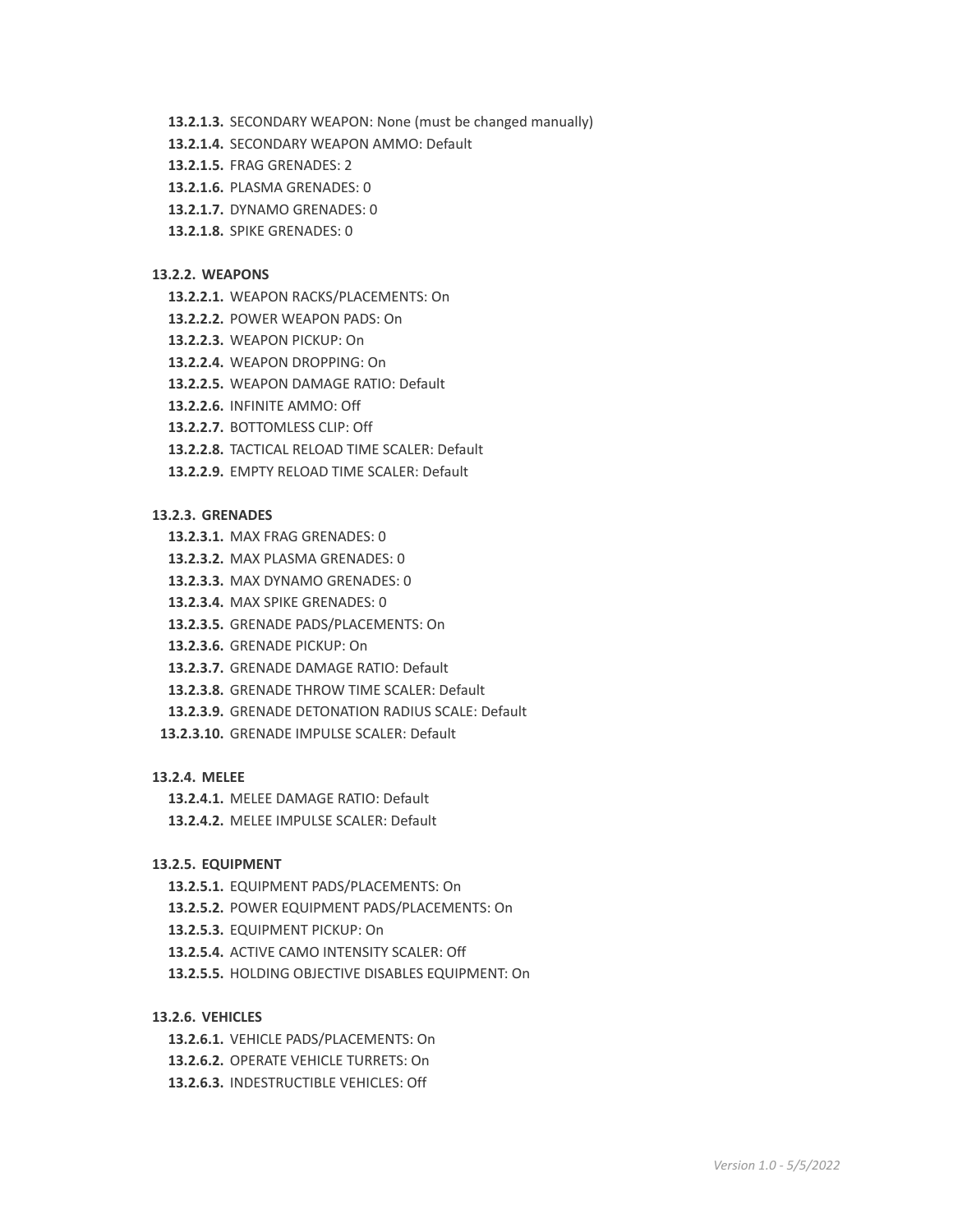- **13.2.1.3.** SECONDARY WEAPON: None (must be changed manually)
- **13.2.1.4.** SECONDARY WEAPON AMMO: Default
- **13.2.1.5.** FRAG GRENADES: 2
- **13.2.1.6.** PLASMA GRENADES: 0
- **13.2.1.7.** DYNAMO GRENADES: 0
- **13.2.1.8.** SPIKE GRENADES: 0

**13.2.2. WEAPONS**

- **13.2.2.1.** WEAPON RACKS/PLACEMENTS: On
- **13.2.2.2.** POWER WEAPON PADS: On
- **13.2.2.3.** WEAPON PICKUP: On
- **13.2.2.4.** WEAPON DROPPING: On
- **13.2.2.5.** WEAPON DAMAGE RATIO: Default
- **13.2.2.6.** INFINITE AMMO: Off
- **13.2.2.7.** BOTTOMLESS CLIP: Off
- **13.2.2.8.** TACTICAL RELOAD TIME SCALER: Default
- **13.2.2.9.** EMPTY RELOAD TIME SCALER: Default

**13.2.3. GRENADES**

- **13.2.3.1.** MAX FRAG GRENADES: 0
- **13.2.3.2.** MAX PLASMA GRENADES: 0
- **13.2.3.3.** MAX DYNAMO GRENADES: 0
- **13.2.3.4.** MAX SPIKE GRENADES: 0
- **13.2.3.5.** GRENADE PADS/PLACEMENTS: On
- **13.2.3.6.** GRENADE PICKUP: On
- **13.2.3.7.** GRENADE DAMAGE RATIO: Default
- **13.2.3.8.** GRENADE THROW TIME SCALER: Default
- **13.2.3.9.** GRENADE DETONATION RADIUS SCALE: Default
- **13.2.3.10.** GRENADE IMPULSE SCALER: Default

**13.2.4. MELEE**

- **13.2.4.1.** MELEE DAMAGE RATIO: Default
- **13.2.4.2.** MELEE IMPULSE SCALER: Default

**13.2.5. EQUIPMENT**

- **13.2.5.1.** EQUIPMENT PADS/PLACEMENTS: On
- **13.2.5.2.** POWER EQUIPMENT PADS/PLACEMENTS: On
- **13.2.5.3.** EQUIPMENT PICKUP: On
- **13.2.5.4.** ACTIVE CAMO INTENSITY SCALER: Off
- **13.2.5.5.** HOLDING OBJECTIVE DISABLES EQUIPMENT: On

**13.2.6. VEHICLES**

- **13.2.6.1.** VEHICLE PADS/PLACEMENTS: On
- **13.2.6.2.** OPERATE VEHICLE TURRETS: On
- **13.2.6.3.** INDESTRUCTIBLE VEHICLES: Off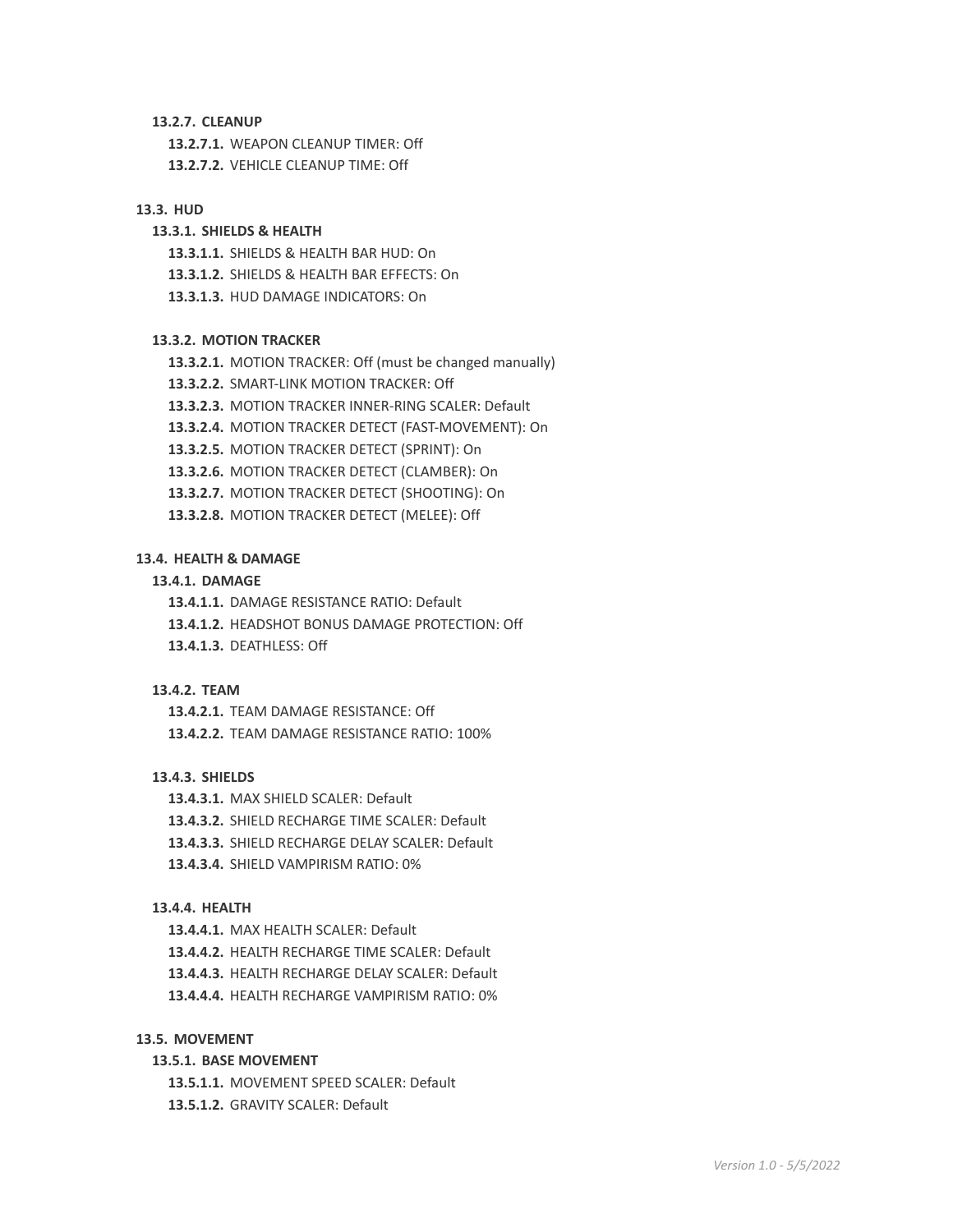#### 13.2.7. CLEANUP

- **13.2.7.1.** WEAPON CLEANUP TIMER: Off
- **13.2.7.2.** VEHICLE CLEANUP TIME: Off

### 13.3. HUD

#### 13.3.1. SHIELDS & HEALTH

- **13.3.1.1.** SHIELDS & HEALTH BAR HUD: On
- **13.3.1.2.** SHIELDS & HEALTH BAR EFFECTS: On
- **13.3.1.3.** HUD DAMAGE INDICATORS: On

#### 13.3.2. MOTION TRACKER

- **13.3.2.1.** MOTION TRACKER: Off (must be changed manually)
- **13.3.2.2.** SMART-LINK MOTION TRACKER: Off
- **13.3.2.3.** MOTION TRACKER INNER-RING SCALER: Default
- **13.3.2.4.** MOTION TRACKER DETECT (FAST-MOVEMENT): On
- **13.3.2.5.** MOTION TRACKER DETECT (SPRINT): On
- **13.3.2.6.** MOTION TRACKER DETECT (CLAMBER): On
- **13.3.2.7.** MOTION TRACKER DETECT (SHOOTING): On
- **13.3.2.8.** MOTION TRACKER DETECT (MELEE): Off

### 13.4. HEALTH & DAMAGE

#### 13.4.1. DAMAGE

- **13.4.1.1.** DAMAGE RESISTANCE RATIO: Default
- **13.4.1.2.** HEADSHOT BONUS DAMAGE PROTECTION: Off
- **13.4.1.3.** DEATHLESS: Off

#### 13.4.2. TEAM

- **13.4.2.1.** TEAM DAMAGE RESISTANCE: Off
- **13.4.2.2.** TEAM DAMAGE RESISTANCE RATIO: 100%

#### 13.4.3. SHIELDS

- **13.4.3.1.** MAX SHIELD SCALER: Default
- **13.4.3.2.** SHIELD RECHARGE TIME SCALER: Default
- **13.4.3.3.** SHIELD RECHARGE DELAY SCALER: Default
- **13.4.3.4.** SHIELD VAMPIRISM RATIO: 0%

#### 13.4.4. HEALTH

- **13.4.4.1.** MAX HEALTH SCALER: Default
- **13.4.4.2.** HEALTH RECHARGE TIME SCALER: Default
- **13.4.4.3.** HEALTH RECHARGE DELAY SCALER: Default
- **13.4.4.4.** HEALTH RECHARGE VAMPIRISM RATIO: 0%

### 13.5. MOVEMENT

#### 13.5.1. BASE MOVEMENT

- **13.5.1.1.** MOVEMENT SPEED SCALER: Default
- **13.5.1.2.** GRAVITY SCALER: Default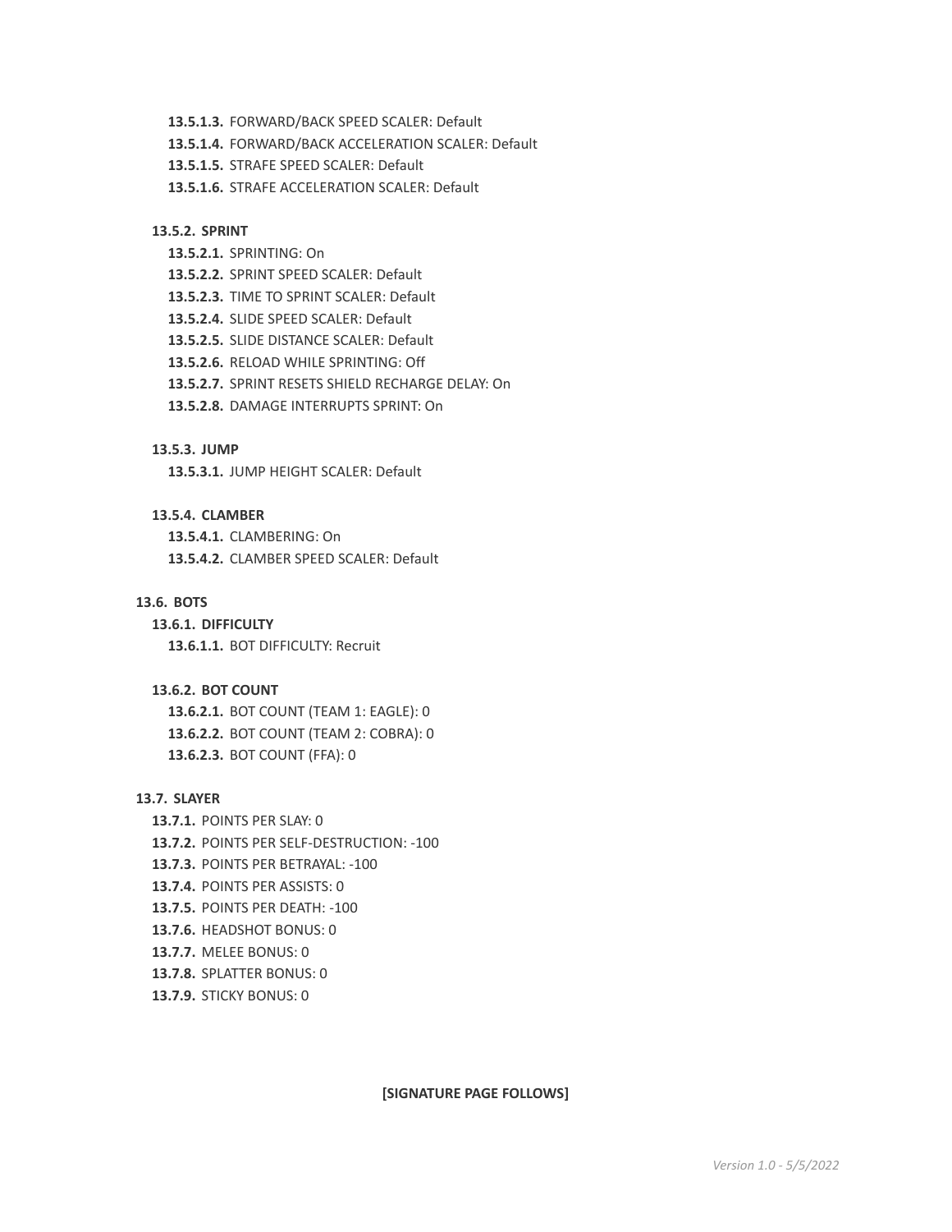**13.5.1.3.** FORWARD/BACK SPEED SCALER: Default

**13.5.1.4.** FORWARD/BACK ACCELERATION SCALER: Default

**13.5.1.5.** STRAFE SPEED SCALER: Default

**13.5.1.6.** STRAFE ACCELERATION SCALER: Default

**13.5.2. SPRINT**

**13.5.2.1.** SPRINTING: On

**13.5.2.2.** SPRINT SPEED SCALER: Default

**13.5.2.3.** TIME TO SPRINT SCALER: Default

**13.5.2.4.** SLIDE SPEED SCALER: Default

**13.5.2.5.** SLIDE DISTANCE SCALER: Default

**13.5.2.6.** RELOAD WHILE SPRINTING: Off

**13.5.2.7.** SPRINT RESETS SHIELD RECHARGE DELAY: On

**13.5.2.8.** DAMAGE INTERRUPTS SPRINT: On

**13.5.3. JUMP**

**13.5.3.1.** JUMP HEIGHT SCALER: Default

**13.5.4. CLAMBER**

**13.5.4.1.** CLAMBERING: On

**13.5.4.2.** CLAMBER SPEED SCALER: Default

**13.6. BOTS**

**13.6.1. DIFFICULTY**

**13.6.1.1.** BOT DIFFICULTY: Recruit

**13.6.2. BOT COUNT**

**13.6.2.1.** BOT COUNT (TEAM 1: EAGLE): 0

**13.6.2.2.** BOT COUNT (TEAM 2: COBRA): 0

**13.6.2.3.** BOT COUNT (FFA): 0

**13.7. SLAYER**

**13.7.1.** POINTS PER SLAY: 0

**13.7.2.** POINTS PER SELF-DESTRUCTION: -100

**13.7.3.** POINTS PER BETRAYAL: -100

**13.7.4.** POINTS PER ASSISTS: 0

**13.7.5.** POINTS PER DEATH: -100

**13.7.6.** HEADSHOT BONUS: 0

**13.7.7.** MELEE BONUS: 0

**13.7.8.** SPLATTER BONUS: 0

**13.7.9.** STICKY BONUS: 0

**[SIGNATURE PAGE FOLLOWS]**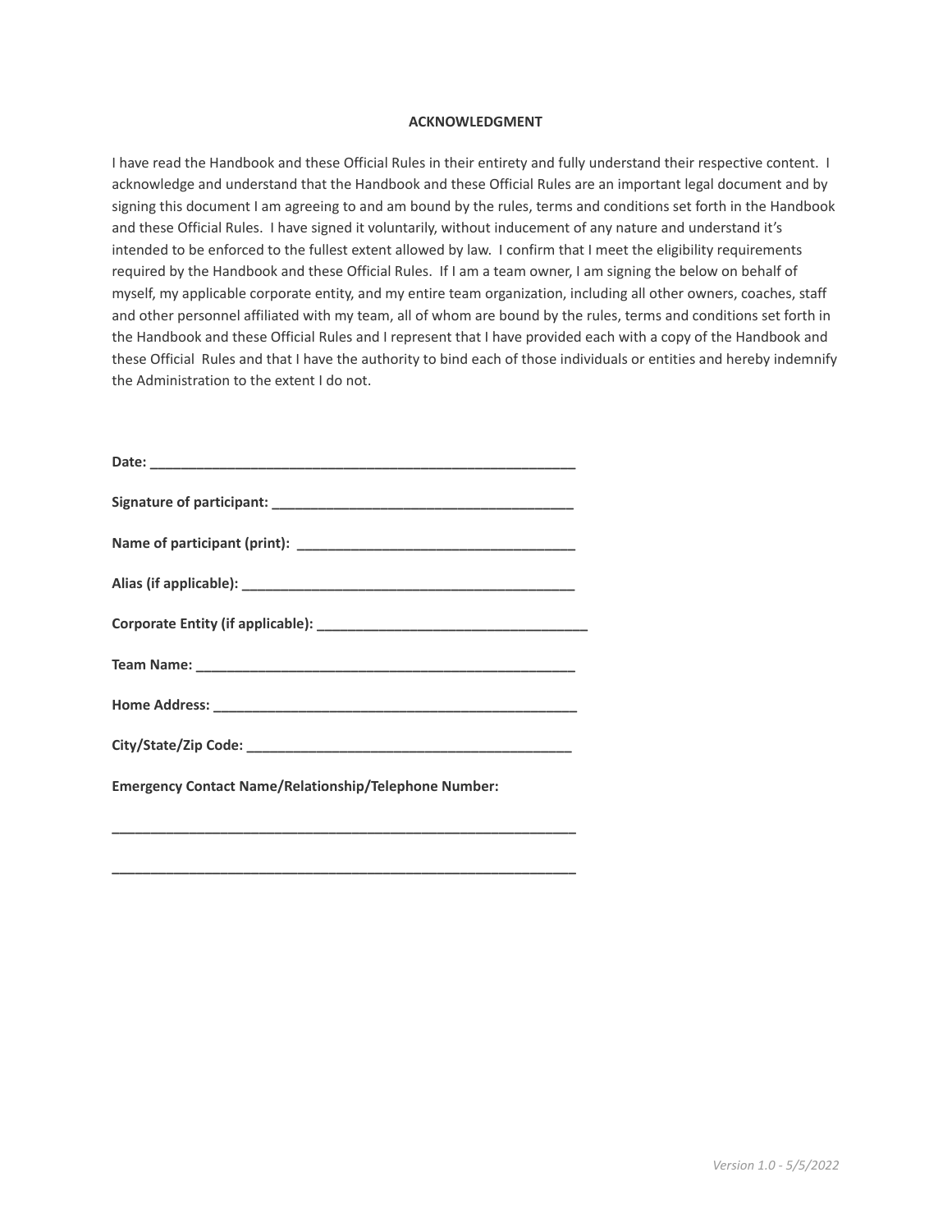## ACKNOWLEDGMENT

I have read the Handbook and these Official Rules in their entirety and fully understand their respective content. I acknowledge and understand that the Handbook and these Official Rules are an important legal document and by signing this document I am agreeing to and am bound by the rules, terms and conditions set forth in the Handbook and these Official Rules. I have signed it voluntarily, without inducement of any nature and understand it's intended to be enforced to the fullest extent allowed by law. I confirm that I meet the eligibility requirements required by the Handbook and these Official Rules. If I am a team owner, I am signing the below on behalf of myself, my applicable corporate entity, and my entire team organization, including all other owners, coaches, staff and other personnel affiliated with my team, all of whom are bound by the rules, terms and conditions set forth in the Handbook and these Official Rules and I represent that I have provided each with a copy of the Handbook and these Official Rules and that I have the authority to bind each of those individuals or entities and hereby indemnify the Administration to the extent I do not.

**Date: \_\_\_\_\_\_\_\_\_\_\_\_\_\_\_\_\_\_\_\_\_\_\_\_\_\_\_\_\_\_\_\_\_\_\_\_\_\_\_\_\_\_\_\_\_\_\_\_\_\_\_\_\_\_\_\_**

**Signature of participant: \_\_\_\_\_\_\_\_\_\_\_\_\_\_\_\_\_\_\_\_\_\_\_\_\_\_\_\_\_\_\_\_\_\_\_\_\_\_\_\_**

**Name of participant (print): \_\_\_\_\_\_\_\_\_\_\_\_\_\_\_\_\_\_\_\_\_\_\_\_\_\_\_\_\_\_\_\_\_\_\_\_\_\_**

**Alias (if applicable): \_\_\_\_\_\_\_\_\_\_\_\_\_\_\_\_\_\_\_\_\_\_\_\_\_\_\_\_\_\_\_\_\_\_\_\_\_\_\_\_\_\_\_\_\_\_**

**Corporate Entity (if applicable): \_\_\_\_\_\_\_\_\_\_\_\_\_\_\_\_\_\_\_\_\_\_\_\_\_\_\_\_\_\_\_\_\_\_\_\_\_\_**

**Team Name: \_\_\_\_\_\_\_\_\_\_\_\_\_\_\_\_\_\_\_\_\_\_\_\_\_\_\_\_\_\_\_\_\_\_\_\_\_\_\_\_\_\_\_\_\_\_\_\_\_\_\_\_**

**Home Address: \_\_\_\_\_\_\_\_\_\_\_\_\_\_\_\_\_\_\_\_\_\_\_\_\_\_\_\_\_\_\_\_\_\_\_\_\_\_\_\_\_\_\_\_\_\_\_\_\_\_**

**City/State/Zip Code: \_\_\_\_\_\_\_\_\_\_\_\_\_\_\_\_\_\_\_\_\_\_\_\_\_\_\_\_\_\_\_\_\_\_\_\_\_\_\_\_\_\_\_\_\_\_**

**Emergency Contact Name/Relationship/Telephone Number:**

\_\_\_\_\_\_\_\_\_\_\_\_\_\_\_\_\_\_\_\_\_\_\_\_\_\_\_\_\_\_\_\_\_\_\_\_\_\_\_\_\_\_\_\_\_\_\_\_\_\_\_\_\_\_\_\_\_\_\_\_\_\_

\_\_\_\_\_\_\_\_\_\_\_\_\_\_\_\_\_\_\_\_\_\_\_\_\_\_\_\_\_\_\_\_\_\_\_\_\_\_\_\_\_\_\_\_\_\_\_\_\_\_\_\_\_\_\_\_\_\_\_\_\_\_

*Version 1.0 - 5/5/2022*